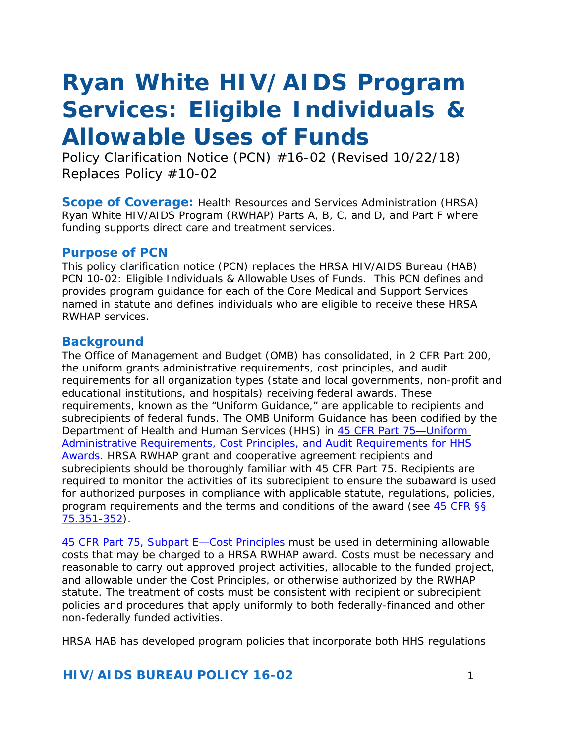# Ryan White HIV/AIDS Program Services: Eligible Individuals & Allowable Uses of Funds

Policy Clarification Notice (PCN) #16-02 (Revised 10/22/18)
Replaces Policy #10-02

**Scope of Coverage:** Health Resources and Services Administration (HRSA) Ryan White HIV/AIDS Program (RWHAP) Parts A, B, C, and D, and Part F where funding supports direct care and treatment services.

## Purpose of PCN

This policy clarification notice (PCN) replaces the HRSA HIV/AIDS Bureau (HAB) PCN 10-02: Eligible Individuals & Allowable Uses of Funds. This PCN defines and provides program guidance for each of the Core Medical and Support Services named in statute and defines individuals who are eligible to receive these HRSA RWHAP services.

## Background

The Office of Management and Budget (OMB) has consolidated, in 2 CFR Part 200, the uniform grants administrative requirements, cost principles, and audit requirements for all organization types (state and local governments, non-profit and educational institutions, and hospitals) receiving federal awards. These requirements, known as the "Uniform Guidance," are applicable to recipients and subrecipients of federal funds. The OMB Uniform Guidance has been codified by the Department of Health and Human Services (HHS) in 45 CFR Part 75—Uniform Administrative Requirements, Cost Principles, and Audit Requirements for HHS Awards. HRSA RWHAP grant and cooperative agreement recipients and subrecipients should be thoroughly familiar with 45 CFR Part 75. Recipients are required to monitor the activities of its subrecipient to ensure the subaward is used for authorized purposes in compliance with applicable statute, regulations, policies, program requirements and the terms and conditions of the award (see 45 CFR §§ 75.351-352).

45 CFR Part 75, Subpart E—Cost Principles must be used in determining allowable costs that may be charged to a HRSA RWHAP award. Costs must be necessary and reasonable to carry out approved project activities, allocable to the funded project, and allowable under the Cost Principles, or otherwise authorized by the RWHAP statute. The treatment of costs must be consistent with recipient or subrecipient policies and procedures that apply uniformly to both federally-financed and other non-federally funded activities.

HRSA HAB has developed program policies that incorporate both HHS regulations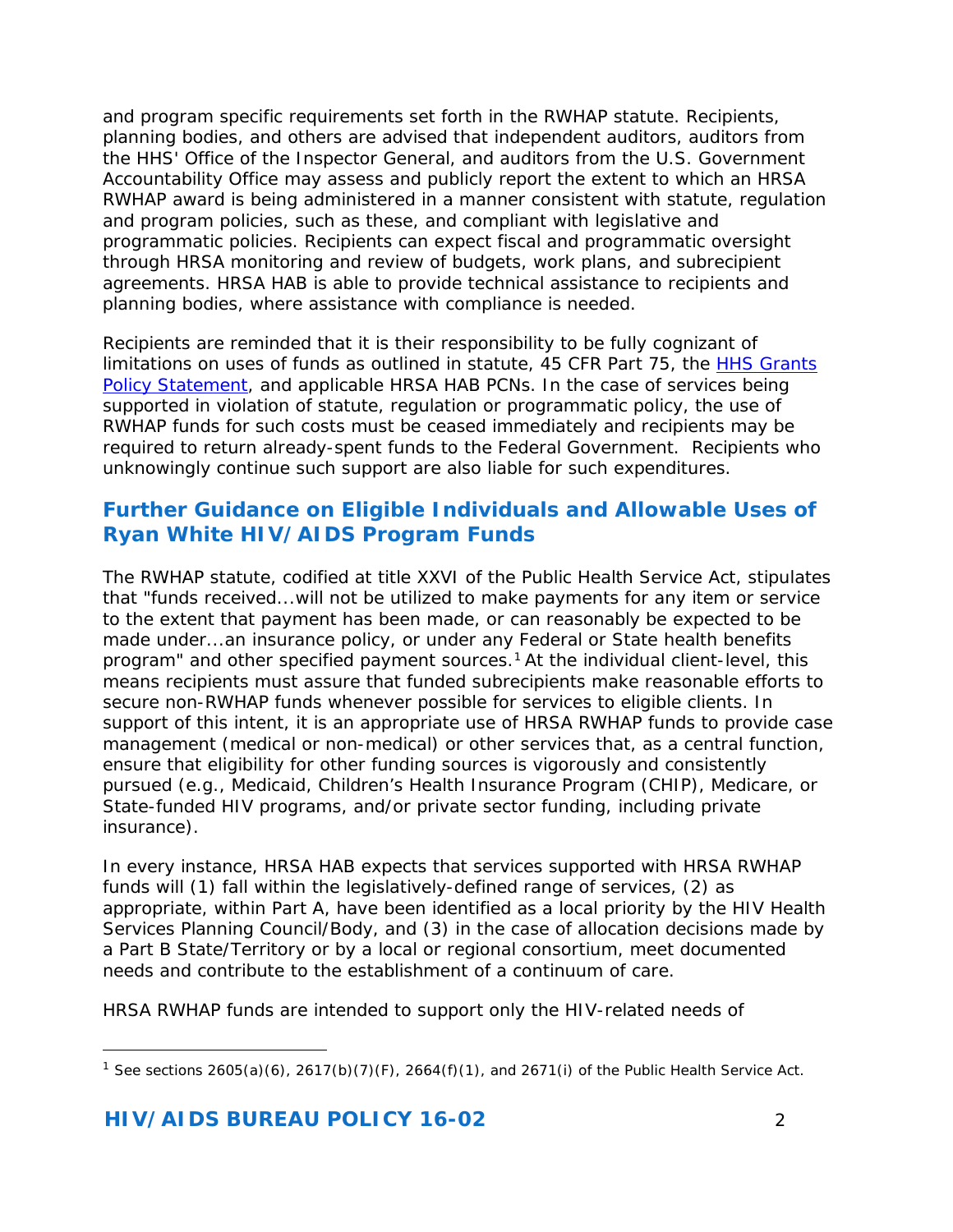and program specific requirements set forth in the RWHAP statute. Recipients, planning bodies, and others are advised that independent auditors, auditors from the HHS' Office of the Inspector General, and auditors from the U.S. Government Accountability Office may assess and publicly report the extent to which an HRSA RWHAP award is being administered in a manner consistent with statute, regulation and program policies, such as these, and compliant with legislative and programmatic policies. Recipients can expect fiscal and programmatic oversight through HRSA monitoring and review of budgets, work plans, and subrecipient agreements. HRSA HAB is able to provide technical assistance to recipients and planning bodies, where assistance with compliance is needed.

Recipients are reminded that it is their responsibility to be fully cognizant of limitations on uses of funds as outlined in statute, 45 CFR Part 75, the [HHS Grants Policy Statement](), and applicable HRSA HAB PCNs. In the case of services being supported in violation of statute, regulation or programmatic policy, the use of RWHAP funds for such costs must be ceased immediately and recipients may be required to return already-spent funds to the Federal Government. Recipients who unknowingly continue such support are also liable for such expenditures.

## Further Guidance on Eligible Individuals and Allowable Uses of Ryan White HIV/AIDS Program Funds

The RWHAP statute, codified at title XXVI of the Public Health Service Act, stipulates that "funds received...will not be utilized to make payments for any item or service to the extent that payment has been made, or can reasonably be expected to be made under...an insurance policy, or under any Federal or State health benefits program" and other specified payment sources.[1] At the individual client-level, this means recipients must assure that funded subrecipients make reasonable efforts to secure non-RWHAP funds whenever possible for services to eligible clients. In support of this intent, it is an appropriate use of HRSA RWHAP funds to provide case management (medical or non-medical) or other services that, as a central function, ensure that eligibility for other funding sources is vigorously and consistently pursued (e.g., Medicaid, Children's Health Insurance Program (CHIP), Medicare, or State-funded HIV programs, and/or private sector funding, including private insurance).

In every instance, HRSA HAB expects that services supported with HRSA RWHAP funds will (1) fall within the legislatively-defined range of services, (2) as appropriate, within Part A, have been identified as a local priority by the HIV Health Services Planning Council/Body, and (3) in the case of allocation decisions made by a Part B State/Territory or by a local or regional consortium, meet documented needs and contribute to the establishment of a continuum of care.

HRSA RWHAP funds are intended to support only the HIV-related needs of

[1] See sections 2605(a)(6), 2617(b)(7)(F), 2664(f)(1), and 2671(i) of the Public Health Service Act.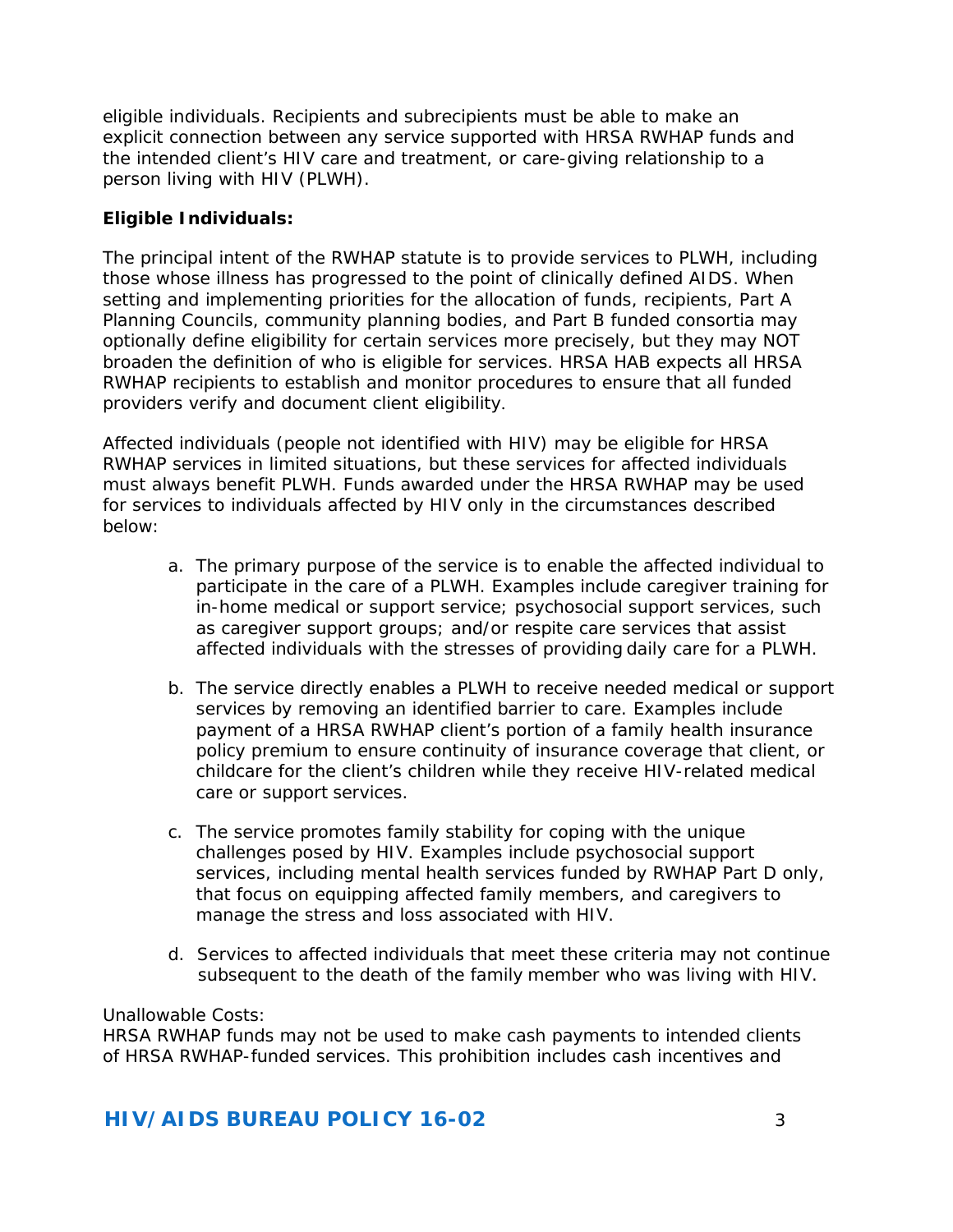eligible individuals. Recipients and subrecipients must be able to make an explicit connection between any service supported with HRSA RWHAP funds and the intended client's HIV care and treatment, or care-giving relationship to a person living with HIV (PLWH).

**Eligible Individuals:**

The principal intent of the RWHAP statute is to provide services to PLWH, including those whose illness has progressed to the point of clinically defined AIDS. When setting and implementing priorities for the allocation of funds, recipients, Part A Planning Councils, community planning bodies, and Part B funded consortia may optionally define eligibility for certain services more precisely, but they may NOT broaden the definition of who is eligible for services. HRSA HAB expects all HRSA RWHAP recipients to establish and monitor procedures to ensure that all funded providers verify and document client eligibility.

Affected individuals (people not identified with HIV) may be eligible for HRSA RWHAP services in limited situations, but these services for affected individuals must always benefit PLWH. Funds awarded under the HRSA RWHAP may be used for services to individuals affected by HIV only in the circumstances described below:

a. The primary purpose of the service is to enable the affected individual to participate in the care of a PLWH. Examples include caregiver training for in-home medical or support service; psychosocial support services, such as caregiver support groups; and/or respite care services that assist affected individuals with the stresses of providing daily care for a PLWH.

b. The service directly enables a PLWH to receive needed medical or support services by removing an identified barrier to care. Examples include payment of a HRSA RWHAP client's portion of a family health insurance policy premium to ensure continuity of insurance coverage that client, or childcare for the client's children while they receive HIV-related medical care or support services.

c. The service promotes family stability for coping with the unique challenges posed by HIV. Examples include psychosocial support services, including mental health services funded by RWHAP Part D only, that focus on equipping affected family members, and caregivers to manage the stress and loss associated with HIV.

d. Services to affected individuals that meet these criteria may not continue subsequent to the death of the family member who was living with HIV.

Unallowable Costs:
HRSA RWHAP funds may not be used to make cash payments to intended clients of HRSA RWHAP-funded services. This prohibition includes cash incentives and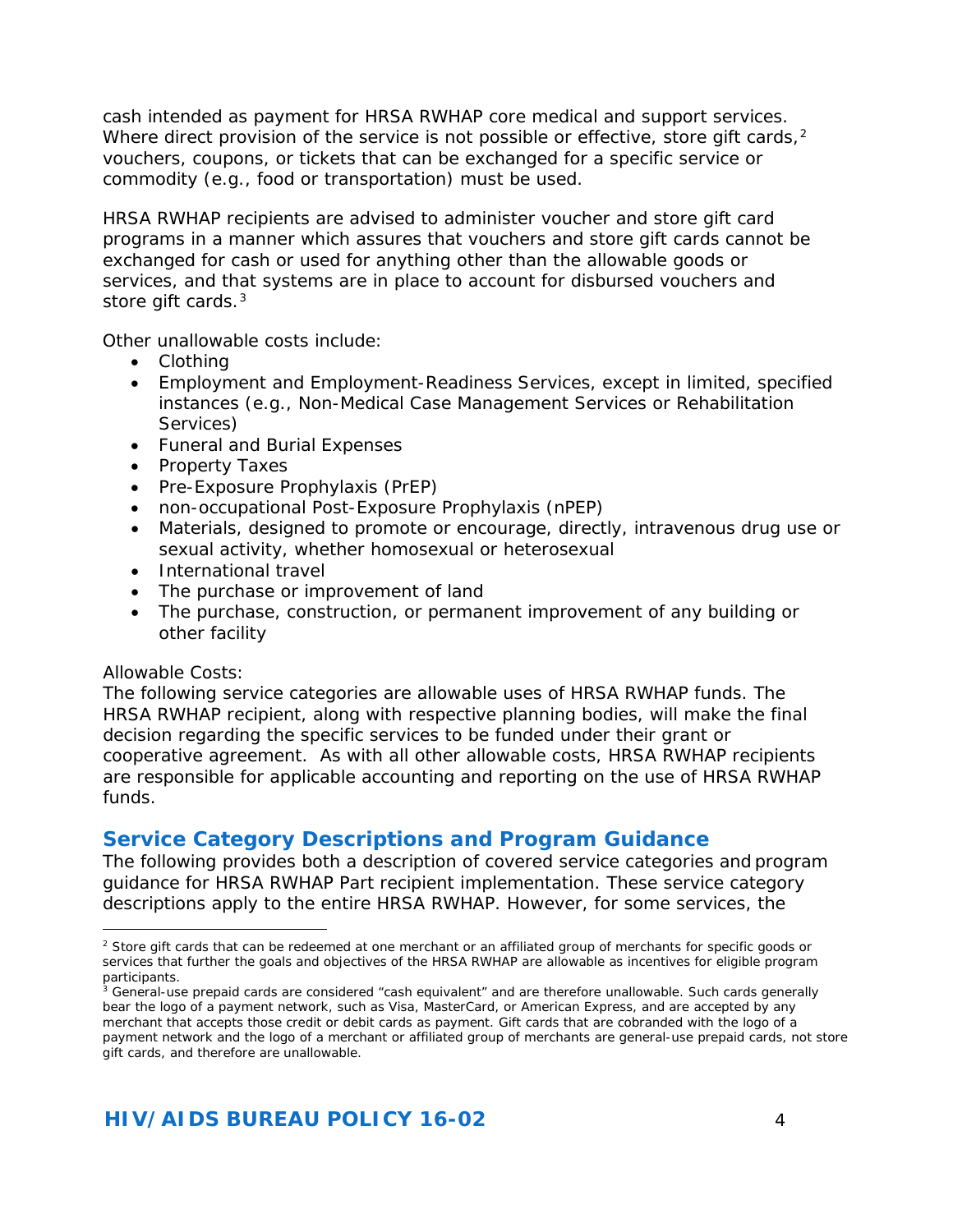cash intended as payment for HRSA RWHAP core medical and support services. Where direct provision of the service is not possible or effective, store gift cards,[2] vouchers, coupons, or tickets that can be exchanged for a specific service or commodity (e.g., food or transportation) must be used.

HRSA RWHAP recipients are advised to administer voucher and store gift card programs in a manner which assures that vouchers and store gift cards cannot be exchanged for cash or used for anything other than the allowable goods or services, and that systems are in place to account for disbursed vouchers and store gift cards.[3]

Other unallowable costs include:

- Clothing
- Employment and Employment-Readiness Services, except in limited, specified instances (e.g., Non-Medical Case Management Services or Rehabilitation Services)
- Funeral and Burial Expenses
- Property Taxes
- Pre-Exposure Prophylaxis (PrEP)
- non-occupational Post-Exposure Prophylaxis (nPEP)
- Materials, designed to promote or encourage, directly, intravenous drug use or sexual activity, whether homosexual or heterosexual
- International travel
- The purchase or improvement of land
- The purchase, construction, or permanent improvement of any building or other facility

Allowable Costs:
The following service categories are allowable uses of HRSA RWHAP funds. The HRSA RWHAP recipient, along with respective planning bodies, will make the final decision regarding the specific services to be funded under their grant or cooperative agreement. As with all other allowable costs, HRSA RWHAP recipients are responsible for applicable accounting and reporting on the use of HRSA RWHAP funds.

## Service Category Descriptions and Program Guidance

The following provides both a description of covered service categories and program guidance for HRSA RWHAP Part recipient implementation. These service category descriptions apply to the entire HRSA RWHAP. However, for some services, the

---

[2] Store gift cards that can be redeemed at one merchant or an affiliated group of merchants for specific goods or services that further the goals and objectives of the HRSA RWHAP are allowable as incentives for eligible program participants.

[3] General-use prepaid cards are considered "cash equivalent" and are therefore unallowable. Such cards generally bear the logo of a payment network, such as Visa, MasterCard, or American Express, and are accepted by any merchant that accepts those credit or debit cards as payment. Gift cards that are cobranded with the logo of a payment network and the logo of a merchant or affiliated group of merchants are general-use prepaid cards, not store gift cards, and therefore are unallowable.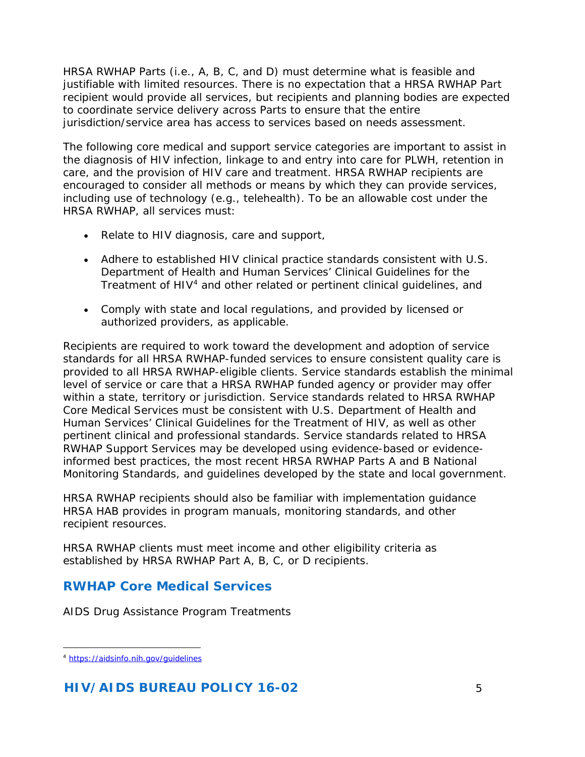HRSA RWHAP Parts (i.e., A, B, C, and D) must determine what is feasible and justifiable with limited resources. There is no expectation that a HRSA RWHAP Part recipient would provide all services, but recipients and planning bodies are expected to coordinate service delivery across Parts to ensure that the entire jurisdiction/service area has access to services based on needs assessment.

The following core medical and support service categories are important to assist in the diagnosis of HIV infection, linkage to and entry into care for PLWH, retention in care, and the provision of HIV care and treatment. HRSA RWHAP recipients are encouraged to consider all methods or means by which they can provide services, including use of technology (e.g., telehealth). To be an allowable cost under the HRSA RWHAP, all services must:

- Relate to HIV diagnosis, care and support,
- Adhere to established HIV clinical practice standards consistent with U.S. Department of Health and Human Services' Clinical Guidelines for the Treatment of HIV[4] and other related or pertinent clinical guidelines, and
- Comply with state and local regulations, and provided by licensed or authorized providers, as applicable.

Recipients are required to work toward the development and adoption of service standards for all HRSA RWHAP-funded services to ensure consistent quality care is provided to all HRSA RWHAP-eligible clients. Service standards establish the minimal level of service or care that a HRSA RWHAP funded agency or provider may offer within a state, territory or jurisdiction. Service standards related to HRSA RWHAP Core Medical Services must be consistent with U.S. Department of Health and Human Services' Clinical Guidelines for the Treatment of HIV, as well as other pertinent clinical and professional standards. Service standards related to HRSA RWHAP Support Services may be developed using evidence-based or evidence-informed best practices, the most recent HRSA RWHAP Parts A and B National Monitoring Standards, and guidelines developed by the state and local government.

HRSA RWHAP recipients should also be familiar with implementation guidance HRSA HAB provides in program manuals, monitoring standards, and other recipient resources.

HRSA RWHAP clients must meet income and other eligibility criteria as established by HRSA RWHAP Part A, B, C, or D recipients.

## RWHAP Core Medical Services

AIDS Drug Assistance Program Treatments

[4] https://aidsinfo.nih.gov/guidelines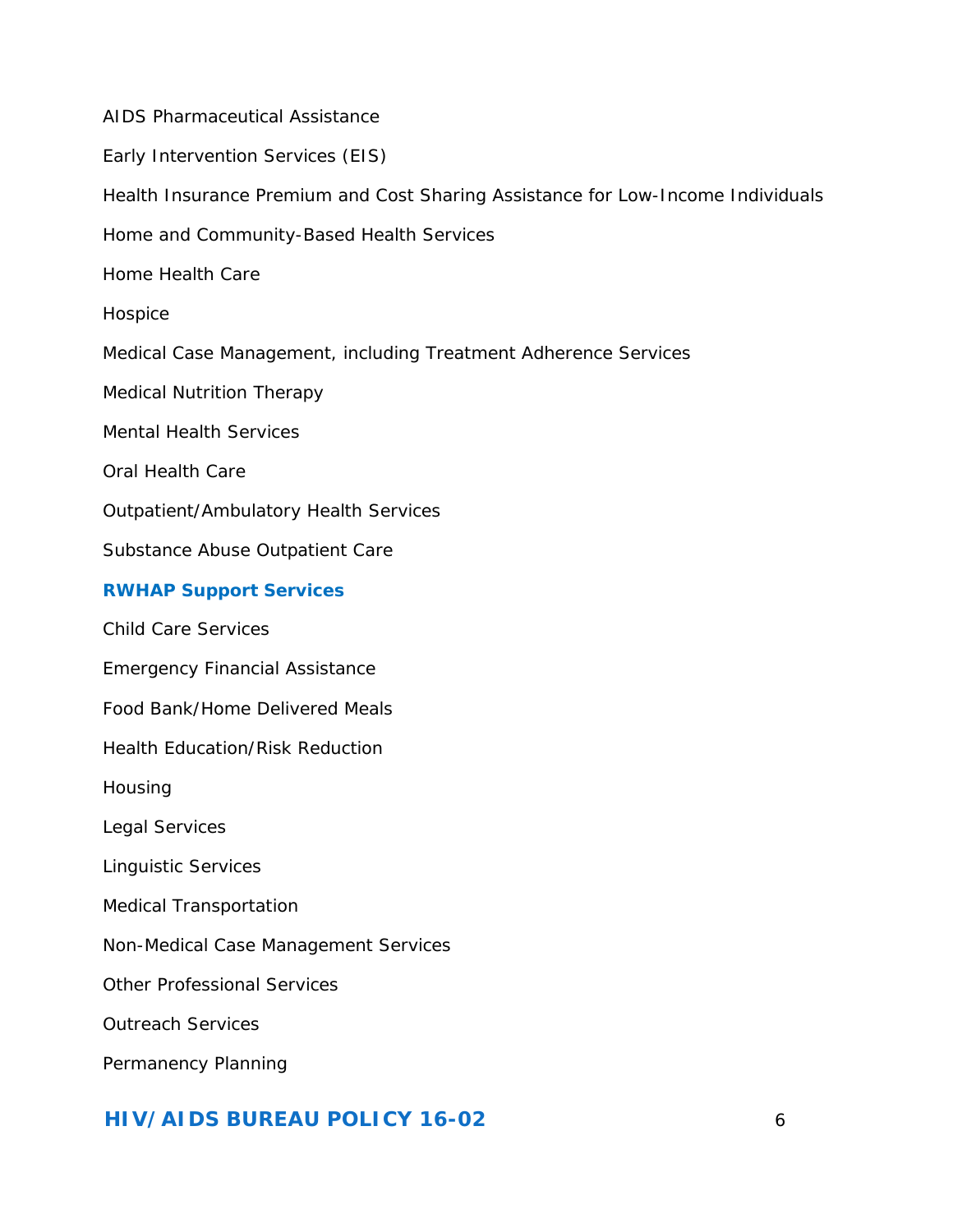AIDS Pharmaceutical Assistance

Early Intervention Services (EIS)

Health Insurance Premium and Cost Sharing Assistance for Low-Income Individuals

Home and Community-Based Health Services

Home Health Care

Hospice

Medical Case Management, including Treatment Adherence Services

Medical Nutrition Therapy

Mental Health Services

Oral Health Care

Outpatient/Ambulatory Health Services

Substance Abuse Outpatient Care

**RWHAP Support Services**

Child Care Services

Emergency Financial Assistance

Food Bank/Home Delivered Meals

Health Education/Risk Reduction

Housing

Legal Services

Linguistic Services

Medical Transportation

Non-Medical Case Management Services

Other Professional Services

Outreach Services

Permanency Planning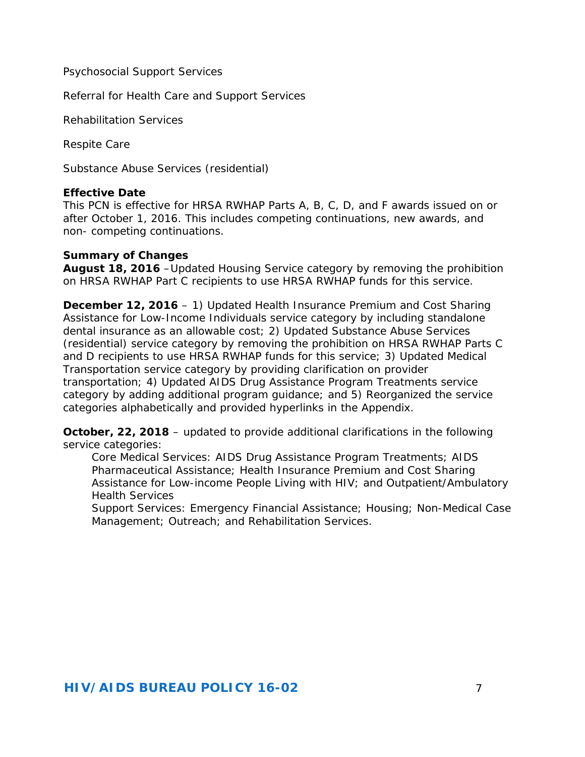Psychosocial Support Services

Referral for Health Care and Support Services

Rehabilitation Services

Respite Care

Substance Abuse Services (residential)

**Effective Date**
This PCN is effective for HRSA RWHAP Parts A, B, C, D, and F awards issued on or after October 1, 2016. This includes competing continuations, new awards, and non- competing continuations.

**Summary of Changes**
**August 18, 2016** –Updated Housing Service category by removing the prohibition on HRSA RWHAP Part C recipients to use HRSA RWHAP funds for this service.

**December 12, 2016** – 1) Updated Health Insurance Premium and Cost Sharing Assistance for Low-Income Individuals service category by including standalone dental insurance as an allowable cost; 2) Updated Substance Abuse Services (residential) service category by removing the prohibition on HRSA RWHAP Parts C and D recipients to use HRSA RWHAP funds for this service; 3) Updated Medical Transportation service category by providing clarification on provider transportation; 4) Updated AIDS Drug Assistance Program Treatments service category by adding additional program guidance; and 5) Reorganized the service categories alphabetically and provided hyperlinks in the Appendix.

**October, 22, 2018** – updated to provide additional clarifications in the following service categories:

Core Medical Services: AIDS Drug Assistance Program Treatments; AIDS Pharmaceutical Assistance; Health Insurance Premium and Cost Sharing Assistance for Low-income People Living with HIV; and Outpatient/Ambulatory Health Services

Support Services: Emergency Financial Assistance; Housing; Non-Medical Case Management; Outreach; and Rehabilitation Services.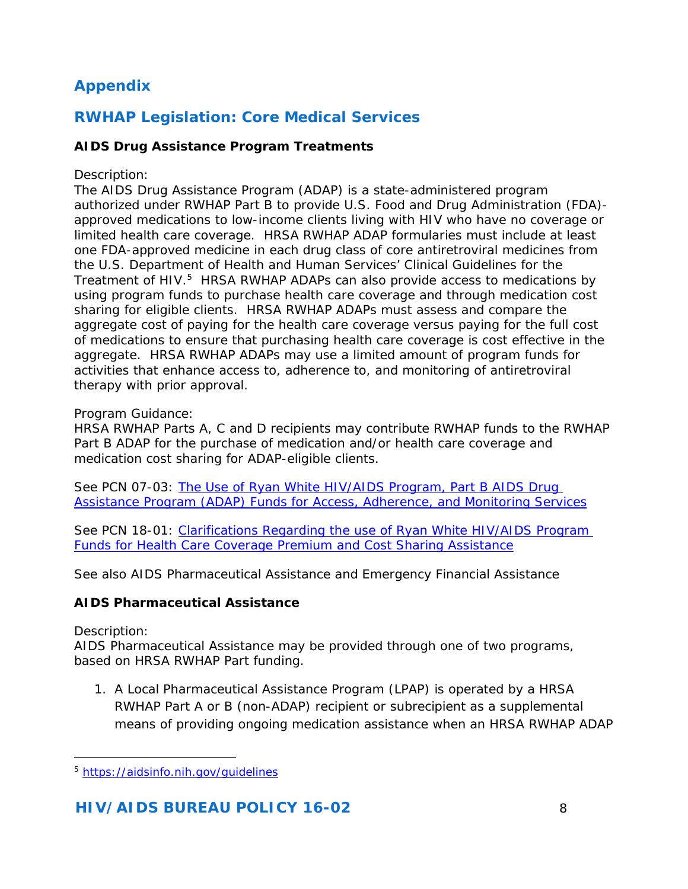## Appendix

## RWHAP Legislation: Core Medical Services

### AIDS Drug Assistance Program Treatments

Description:
The AIDS Drug Assistance Program (ADAP) is a state-administered program authorized under RWHAP Part B to provide U.S. Food and Drug Administration (FDA)-approved medications to low-income clients living with HIV who have no coverage or limited health care coverage. HRSA RWHAP ADAP formularies must include at least one FDA-approved medicine in each drug class of core antiretroviral medicines from the U.S. Department of Health and Human Services' Clinical Guidelines for the Treatment of HIV.[5] HRSA RWHAP ADAPs can also provide access to medications by using program funds to purchase health care coverage and through medication cost sharing for eligible clients. HRSA RWHAP ADAPs must assess and compare the aggregate cost of paying for the health care coverage versus paying for the full cost of medications to ensure that purchasing health care coverage is cost effective in the aggregate. HRSA RWHAP ADAPs may use a limited amount of program funds for activities that enhance access to, adherence to, and monitoring of antiretroviral therapy with prior approval.

Program Guidance:
HRSA RWHAP Parts A, C and D recipients may contribute RWHAP funds to the RWHAP Part B ADAP for the purchase of medication and/or health care coverage and medication cost sharing for ADAP-eligible clients.

See PCN 07-03: [The Use of Ryan White HIV/AIDS Program, Part B AIDS Drug Assistance Program (ADAP) Funds for Access, Adherence, and Monitoring Services]()

See PCN 18-01: [Clarifications Regarding the use of Ryan White HIV/AIDS Program Funds for Health Care Coverage Premium and Cost Sharing Assistance]()

See also AIDS Pharmaceutical Assistance and Emergency Financial Assistance

### AIDS Pharmaceutical Assistance

Description:
AIDS Pharmaceutical Assistance may be provided through one of two programs, based on HRSA RWHAP Part funding.

1. A Local Pharmaceutical Assistance Program (LPAP) is operated by a HRSA RWHAP Part A or B (non-ADAP) recipient or subrecipient as a supplemental means of providing ongoing medication assistance when an HRSA RWHAP ADAP

[5] https://aidsinfo.nih.gov/guidelines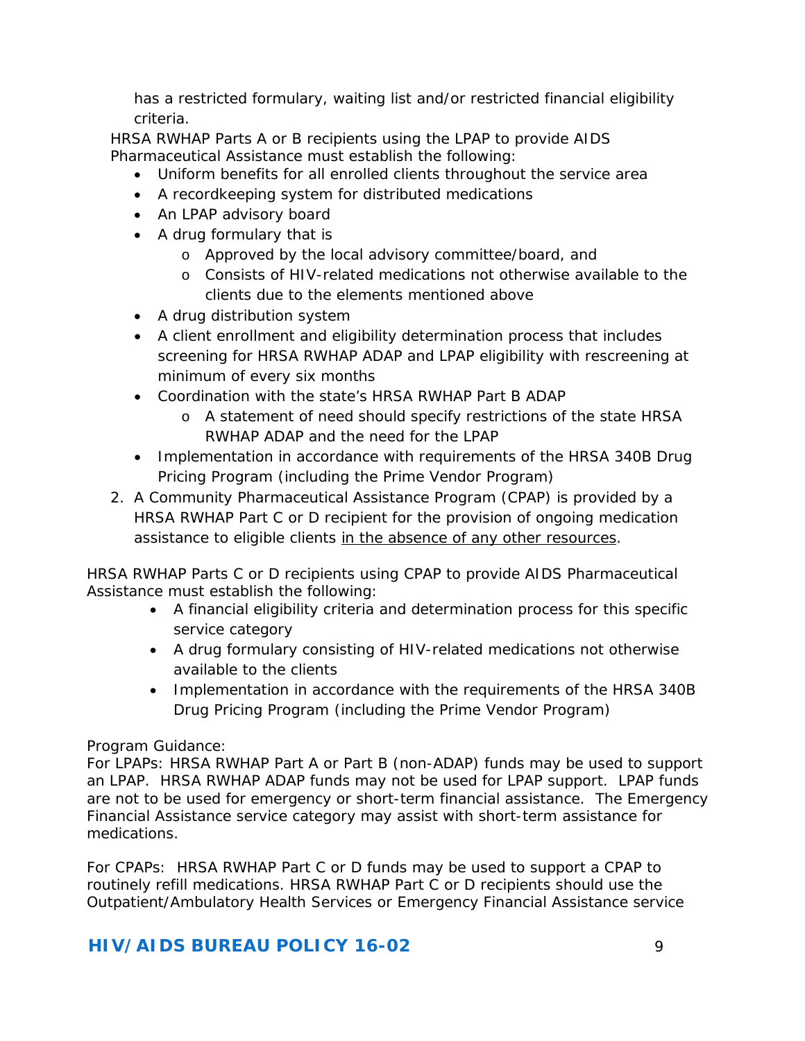has a restricted formulary, waiting list and/or restricted financial eligibility criteria.

HRSA RWHAP Parts A or B recipients using the LPAP to provide AIDS Pharmaceutical Assistance must establish the following:

- Uniform benefits for all enrolled clients throughout the service area
- A recordkeeping system for distributed medications
- An LPAP advisory board
- A drug formulary that is
  - Approved by the local advisory committee/board, and
  - Consists of HIV-related medications not otherwise available to the clients due to the elements mentioned above
- A drug distribution system
- A client enrollment and eligibility determination process that includes screening for HRSA RWHAP ADAP and LPAP eligibility with rescreening at minimum of every six months
- Coordination with the state's HRSA RWHAP Part B ADAP
  - A statement of need should specify restrictions of the state HRSA RWHAP ADAP and the need for the LPAP
- Implementation in accordance with requirements of the HRSA 340B Drug Pricing Program (including the Prime Vendor Program)

2. A Community Pharmaceutical Assistance Program (CPAP) is provided by a HRSA RWHAP Part C or D recipient for the provision of ongoing medication assistance to eligible clients in the absence of any other resources.

HRSA RWHAP Parts C or D recipients using CPAP to provide AIDS Pharmaceutical Assistance must establish the following:

- A financial eligibility criteria and determination process for this specific service category
- A drug formulary consisting of HIV-related medications not otherwise available to the clients
- Implementation in accordance with the requirements of the HRSA 340B Drug Pricing Program (including the Prime Vendor Program)

Program Guidance:
For LPAPs: HRSA RWHAP Part A or Part B (non-ADAP) funds may be used to support an LPAP. HRSA RWHAP ADAP funds may not be used for LPAP support. LPAP funds are not to be used for emergency or short-term financial assistance. The Emergency Financial Assistance service category may assist with short-term assistance for medications.

For CPAPs: HRSA RWHAP Part C or D funds may be used to support a CPAP to routinely refill medications. HRSA RWHAP Part C or D recipients should use the Outpatient/Ambulatory Health Services or Emergency Financial Assistance service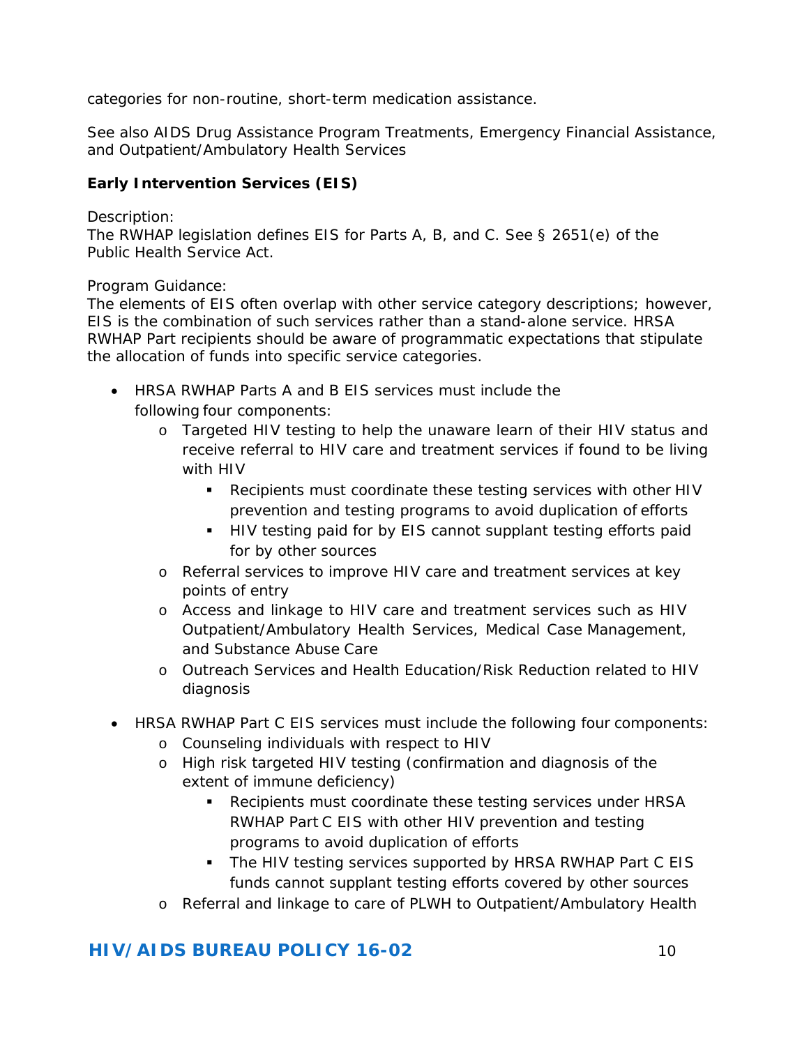categories for non-routine, short-term medication assistance.

See also AIDS Drug Assistance Program Treatments, Emergency Financial Assistance, and Outpatient/Ambulatory Health Services

**Early Intervention Services (EIS)**

Description:
The RWHAP legislation defines EIS for Parts A, B, and C. See § 2651(e) of the Public Health Service Act.

Program Guidance:
The elements of EIS often overlap with other service category descriptions; however, EIS is the combination of such services rather than a stand-alone service. HRSA RWHAP Part recipients should be aware of programmatic expectations that stipulate the allocation of funds into specific service categories.

- HRSA RWHAP Parts A and B EIS services must include the following four components:
  - Targeted HIV testing to help the unaware learn of their HIV status and receive referral to HIV care and treatment services if found to be living with HIV
    - Recipients must coordinate these testing services with other HIV prevention and testing programs to avoid duplication of efforts
    - HIV testing paid for by EIS cannot supplant testing efforts paid for by other sources
  - Referral services to improve HIV care and treatment services at key points of entry
  - Access and linkage to HIV care and treatment services such as HIV Outpatient/Ambulatory Health Services, Medical Case Management, and Substance Abuse Care
  - Outreach Services and Health Education/Risk Reduction related to HIV diagnosis
- HRSA RWHAP Part C EIS services must include the following four components:
  - Counseling individuals with respect to HIV
  - High risk targeted HIV testing (confirmation and diagnosis of the extent of immune deficiency)
    - Recipients must coordinate these testing services under HRSA RWHAP Part C EIS with other HIV prevention and testing programs to avoid duplication of efforts
    - The HIV testing services supported by HRSA RWHAP Part C EIS funds cannot supplant testing efforts covered by other sources
  - Referral and linkage to care of PLWH to Outpatient/Ambulatory Health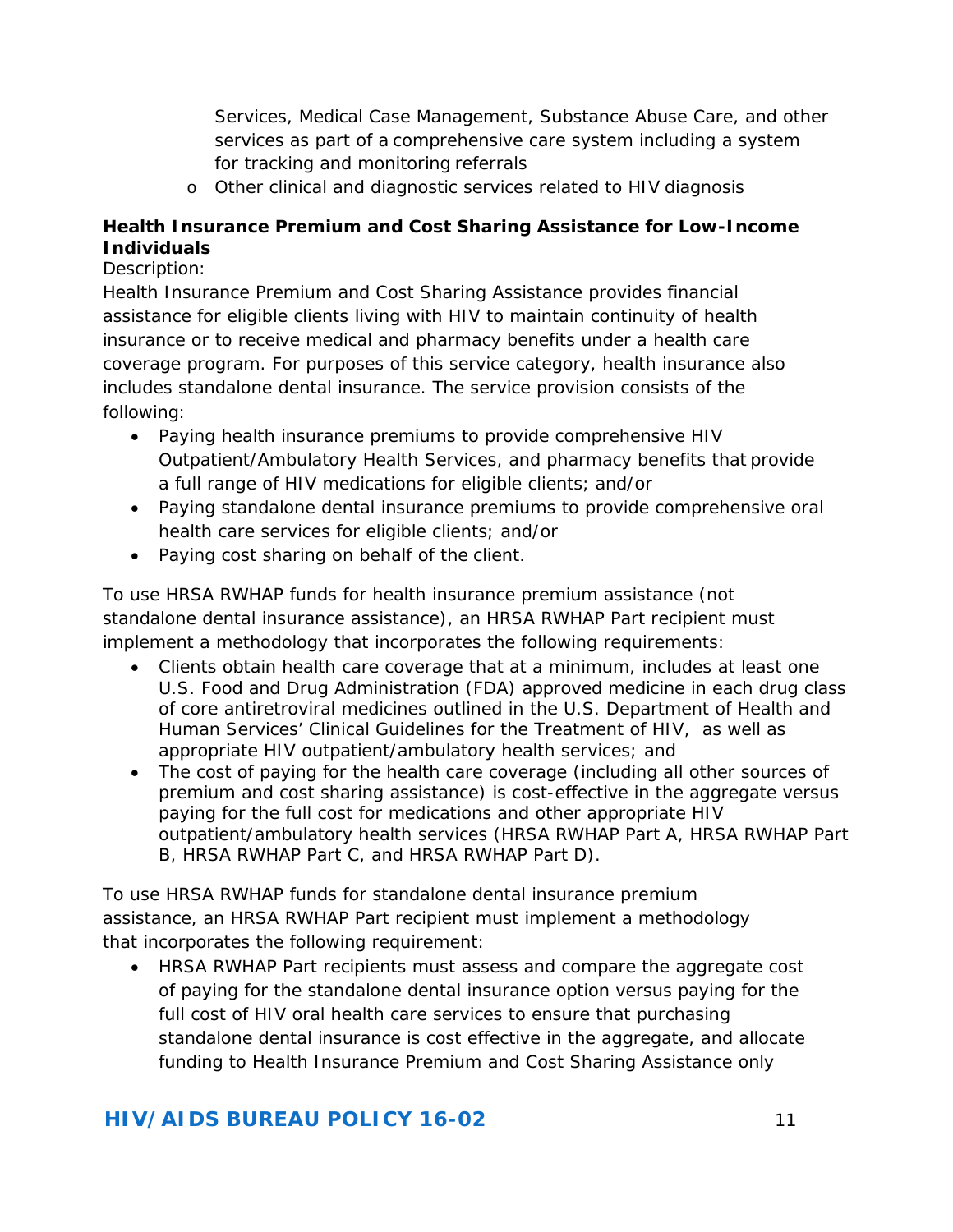Services, Medical Case Management, Substance Abuse Care, and other services as part of a comprehensive care system including a system for tracking and monitoring referrals

  - Other clinical and diagnostic services related to HIV diagnosis

**Health Insurance Premium and Cost Sharing Assistance for Low-Income Individuals**

Description:

Health Insurance Premium and Cost Sharing Assistance provides financial assistance for eligible clients living with HIV to maintain continuity of health insurance or to receive medical and pharmacy benefits under a health care coverage program. For purposes of this service category, health insurance also includes standalone dental insurance. The service provision consists of the following:

- Paying health insurance premiums to provide comprehensive HIV Outpatient/Ambulatory Health Services, and pharmacy benefits that provide a full range of HIV medications for eligible clients; and/or
- Paying standalone dental insurance premiums to provide comprehensive oral health care services for eligible clients; and/or
- Paying cost sharing on behalf of the client.

To use HRSA RWHAP funds for health insurance premium assistance (not standalone dental insurance assistance), an HRSA RWHAP Part recipient must implement a methodology that incorporates the following requirements:

- Clients obtain health care coverage that at a minimum, includes at least one U.S. Food and Drug Administration (FDA) approved medicine in each drug class of core antiretroviral medicines outlined in the U.S. Department of Health and Human Services' Clinical Guidelines for the Treatment of HIV, as well as appropriate HIV outpatient/ambulatory health services; and
- The cost of paying for the health care coverage (including all other sources of premium and cost sharing assistance) is cost-effective in the aggregate versus paying for the full cost for medications and other appropriate HIV outpatient/ambulatory health services (HRSA RWHAP Part A, HRSA RWHAP Part B, HRSA RWHAP Part C, and HRSA RWHAP Part D).

To use HRSA RWHAP funds for standalone dental insurance premium assistance, an HRSA RWHAP Part recipient must implement a methodology that incorporates the following requirement:

- HRSA RWHAP Part recipients must assess and compare the aggregate cost of paying for the standalone dental insurance option versus paying for the full cost of HIV oral health care services to ensure that purchasing standalone dental insurance is cost effective in the aggregate, and allocate funding to Health Insurance Premium and Cost Sharing Assistance only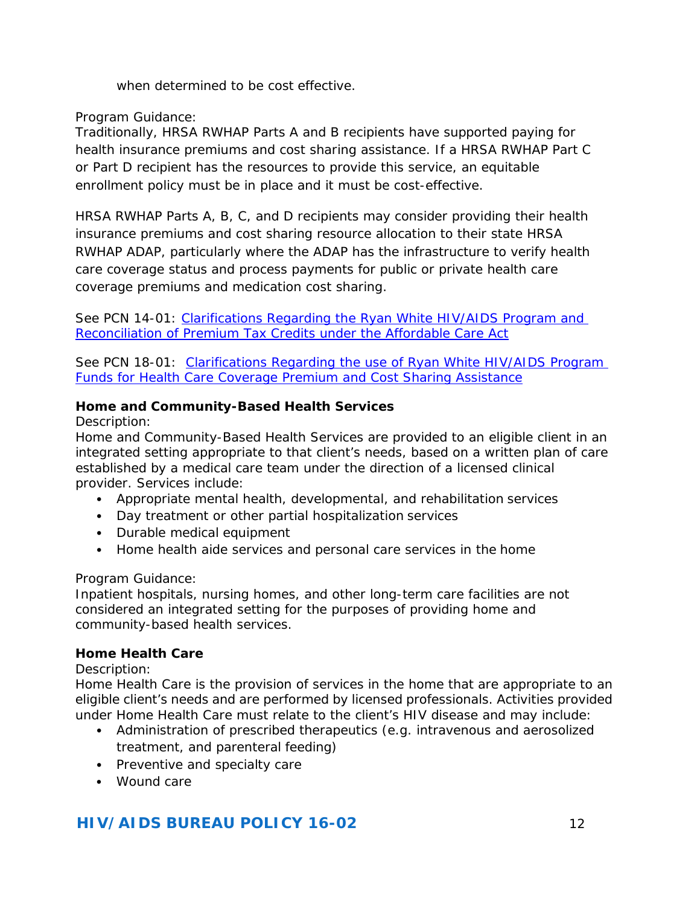when determined to be cost effective.

Program Guidance:
Traditionally, HRSA RWHAP Parts A and B recipients have supported paying for health insurance premiums and cost sharing assistance. If a HRSA RWHAP Part C or Part D recipient has the resources to provide this service, an equitable enrollment policy must be in place and it must be cost-effective.

HRSA RWHAP Parts A, B, C, and D recipients may consider providing their health insurance premiums and cost sharing resource allocation to their state HRSA RWHAP ADAP, particularly where the ADAP has the infrastructure to verify health care coverage status and process payments for public or private health care coverage premiums and medication cost sharing.

See PCN 14-01: Clarifications Regarding the Ryan White HIV/AIDS Program and Reconciliation of Premium Tax Credits under the Affordable Care Act

See PCN 18-01: Clarifications Regarding the use of Ryan White HIV/AIDS Program Funds for Health Care Coverage Premium and Cost Sharing Assistance

**Home and Community-Based Health Services**

Description:
Home and Community-Based Health Services are provided to an eligible client in an integrated setting appropriate to that client's needs, based on a written plan of care established by a medical care team under the direction of a licensed clinical provider. Services include:

- Appropriate mental health, developmental, and rehabilitation services
- Day treatment or other partial hospitalization services
- Durable medical equipment
- Home health aide services and personal care services in the home

Program Guidance:
Inpatient hospitals, nursing homes, and other long-term care facilities are not considered an integrated setting for the purposes of providing home and community-based health services.

**Home Health Care**

Description:
Home Health Care is the provision of services in the home that are appropriate to an eligible client's needs and are performed by licensed professionals. Activities provided under Home Health Care must relate to the client's HIV disease and may include:

- Administration of prescribed therapeutics (e.g. intravenous and aerosolized treatment, and parenteral feeding)
- Preventive and specialty care
- Wound care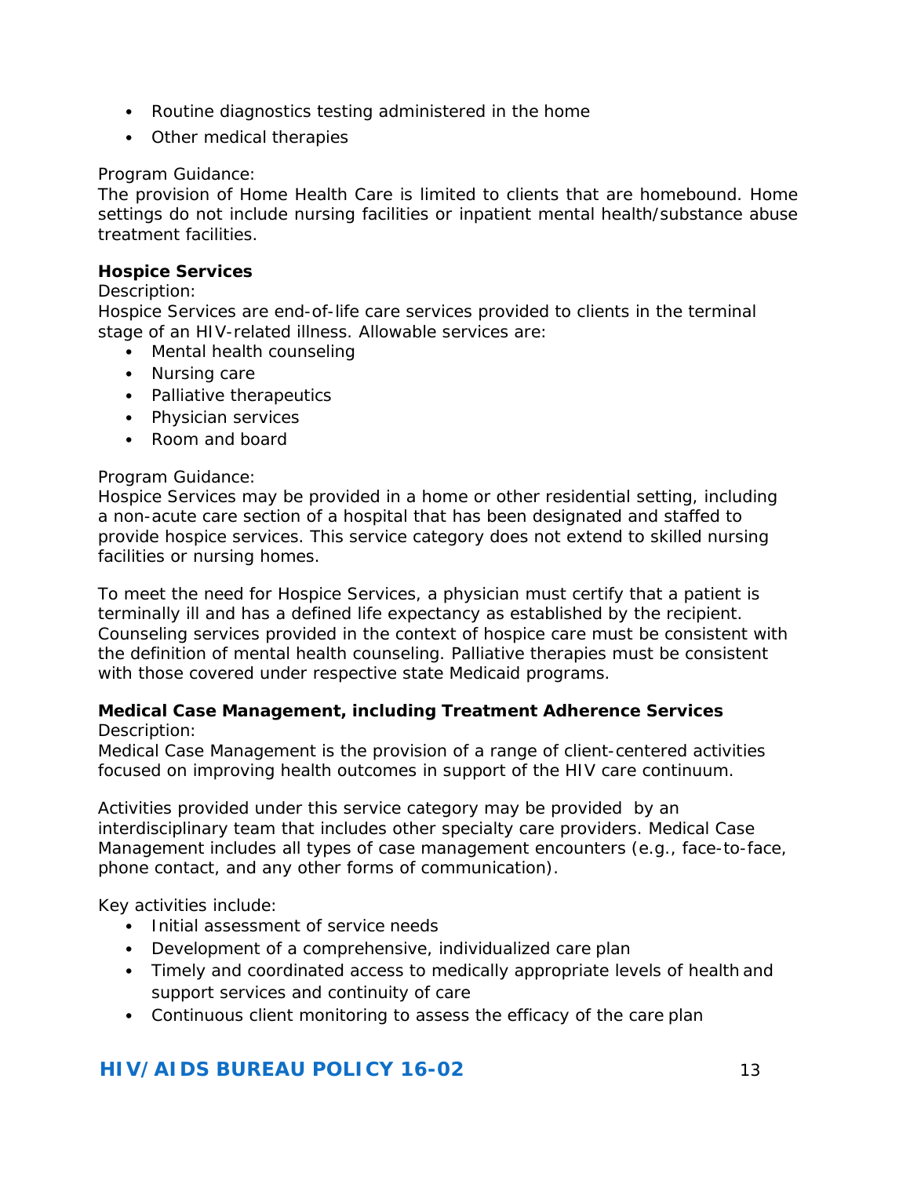- Routine diagnostics testing administered in the home
- Other medical therapies

Program Guidance:
The provision of Home Health Care is limited to clients that are homebound. Home settings do not include nursing facilities or inpatient mental health/substance abuse treatment facilities.

**Hospice Services**

Description:
Hospice Services are end-of-life care services provided to clients in the terminal stage of an HIV-related illness. Allowable services are:

- Mental health counseling
- Nursing care
- Palliative therapeutics
- Physician services
- Room and board

Program Guidance:
Hospice Services may be provided in a home or other residential setting, including a non-acute care section of a hospital that has been designated and staffed to provide hospice services. This service category does not extend to skilled nursing facilities or nursing homes.

To meet the need for Hospice Services, a physician must certify that a patient is terminally ill and has a defined life expectancy as established by the recipient. Counseling services provided in the context of hospice care must be consistent with the definition of mental health counseling. Palliative therapies must be consistent with those covered under respective state Medicaid programs.

**Medical Case Management, including Treatment Adherence Services**

Description:
Medical Case Management is the provision of a range of client-centered activities focused on improving health outcomes in support of the HIV care continuum.

Activities provided under this service category may be provided by an interdisciplinary team that includes other specialty care providers. Medical Case Management includes all types of case management encounters (e.g., face-to-face, phone contact, and any other forms of communication).

Key activities include:

- Initial assessment of service needs
- Development of a comprehensive, individualized care plan
- Timely and coordinated access to medically appropriate levels of health and support services and continuity of care
- Continuous client monitoring to assess the efficacy of the care plan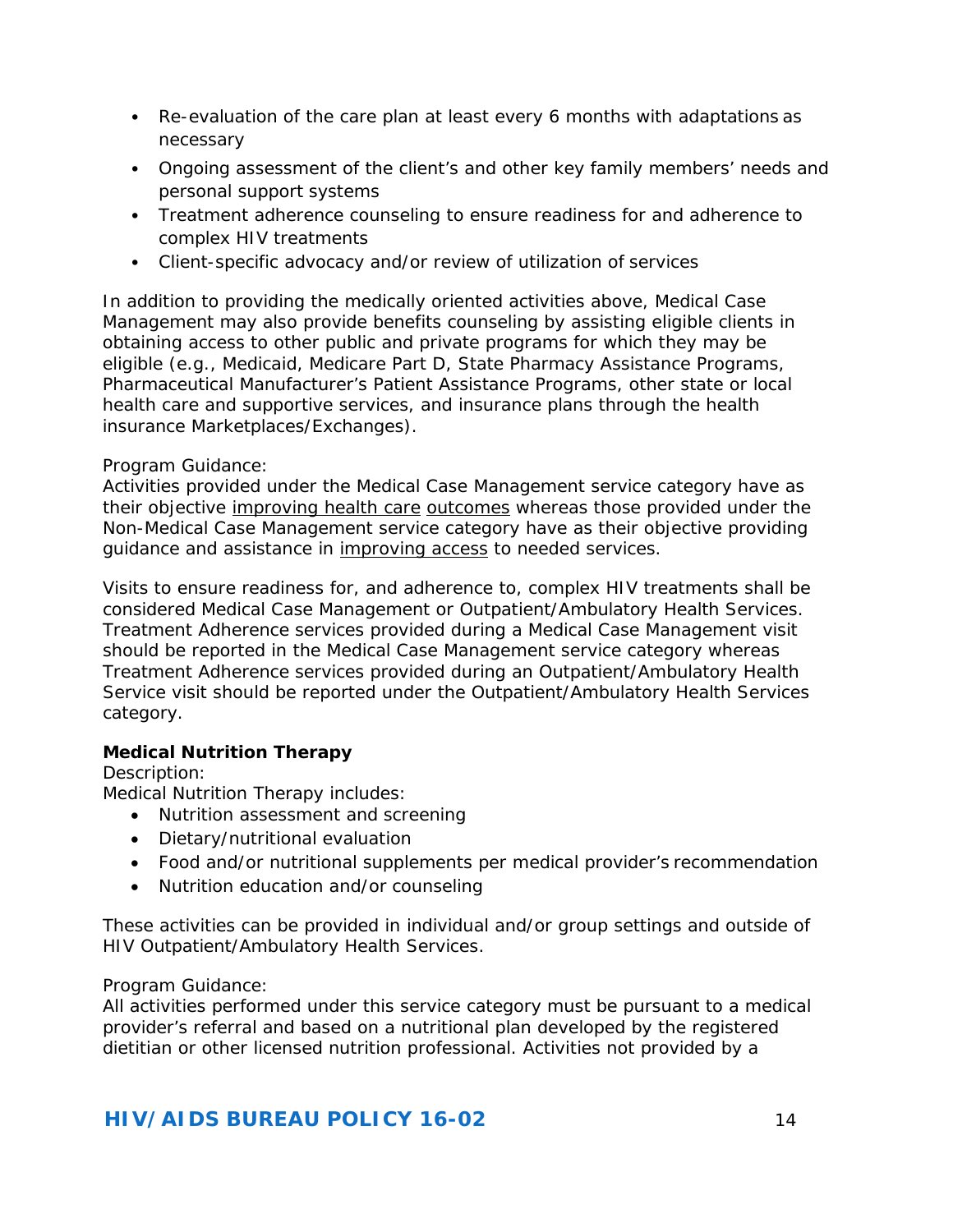- Re-evaluation of the care plan at least every 6 months with adaptations as necessary
- Ongoing assessment of the client's and other key family members' needs and personal support systems
- Treatment adherence counseling to ensure readiness for and adherence to complex HIV treatments
- Client-specific advocacy and/or review of utilization of services

In addition to providing the medically oriented activities above, Medical Case Management may also provide benefits counseling by assisting eligible clients in obtaining access to other public and private programs for which they may be eligible (e.g., Medicaid, Medicare Part D, State Pharmacy Assistance Programs, Pharmaceutical Manufacturer's Patient Assistance Programs, other state or local health care and supportive services, and insurance plans through the health insurance Marketplaces/Exchanges).

Program Guidance:
Activities provided under the Medical Case Management service category have as their objective <u>improving health care</u> <u>outcomes</u> whereas those provided under the Non-Medical Case Management service category have as their objective providing guidance and assistance in <u>improving access</u> to needed services.

Visits to ensure readiness for, and adherence to, complex HIV treatments shall be considered Medical Case Management or Outpatient/Ambulatory Health Services. Treatment Adherence services provided during a Medical Case Management visit should be reported in the Medical Case Management service category whereas Treatment Adherence services provided during an Outpatient/Ambulatory Health Service visit should be reported under the Outpatient/Ambulatory Health Services category.

**Medical Nutrition Therapy**
Description:
Medical Nutrition Therapy includes:

- Nutrition assessment and screening
- Dietary/nutritional evaluation
- Food and/or nutritional supplements per medical provider's recommendation
- Nutrition education and/or counseling

These activities can be provided in individual and/or group settings and outside of HIV Outpatient/Ambulatory Health Services.

Program Guidance:
All activities performed under this service category must be pursuant to a medical provider's referral and based on a nutritional plan developed by the registered dietitian or other licensed nutrition professional. Activities not provided by a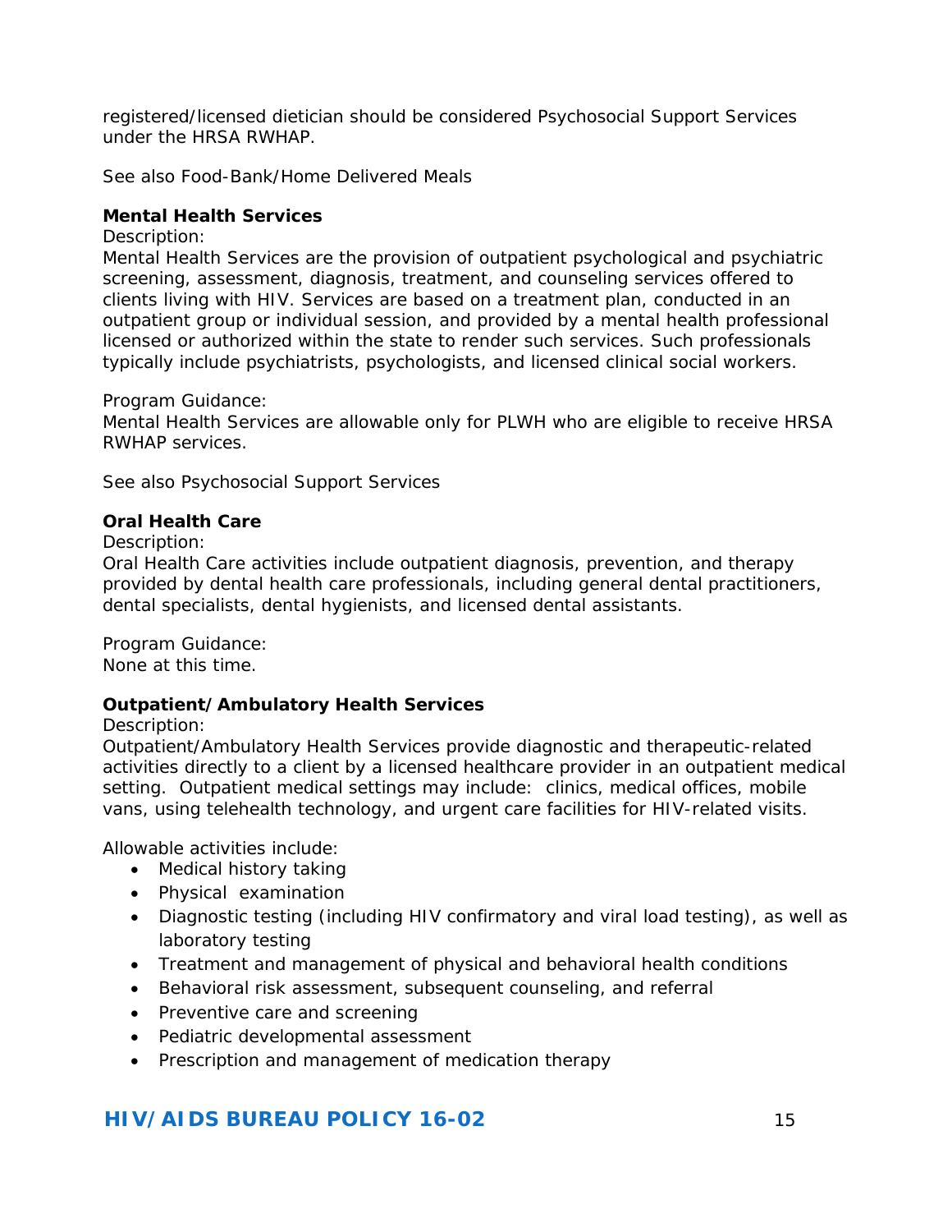registered/licensed dietician should be considered Psychosocial Support Services under the HRSA RWHAP.

See also Food-Bank/Home Delivered Meals

**Mental Health Services**

Description:
Mental Health Services are the provision of outpatient psychological and psychiatric screening, assessment, diagnosis, treatment, and counseling services offered to clients living with HIV. Services are based on a treatment plan, conducted in an outpatient group or individual session, and provided by a mental health professional licensed or authorized within the state to render such services. Such professionals typically include psychiatrists, psychologists, and licensed clinical social workers.

Program Guidance:
Mental Health Services are allowable only for PLWH who are eligible to receive HRSA RWHAP services.

See also Psychosocial Support Services

**Oral Health Care**

Description:
Oral Health Care activities include outpatient diagnosis, prevention, and therapy provided by dental health care professionals, including general dental practitioners, dental specialists, dental hygienists, and licensed dental assistants.

Program Guidance:
None at this time.

**Outpatient/Ambulatory Health Services**

Description:
Outpatient/Ambulatory Health Services provide diagnostic and therapeutic-related activities directly to a client by a licensed healthcare provider in an outpatient medical setting. Outpatient medical settings may include: clinics, medical offices, mobile vans, using telehealth technology, and urgent care facilities for HIV-related visits.

Allowable activities include:

- Medical history taking
- Physical examination
- Diagnostic testing (including HIV confirmatory and viral load testing), as well as laboratory testing
- Treatment and management of physical and behavioral health conditions
- Behavioral risk assessment, subsequent counseling, and referral
- Preventive care and screening
- Pediatric developmental assessment
- Prescription and management of medication therapy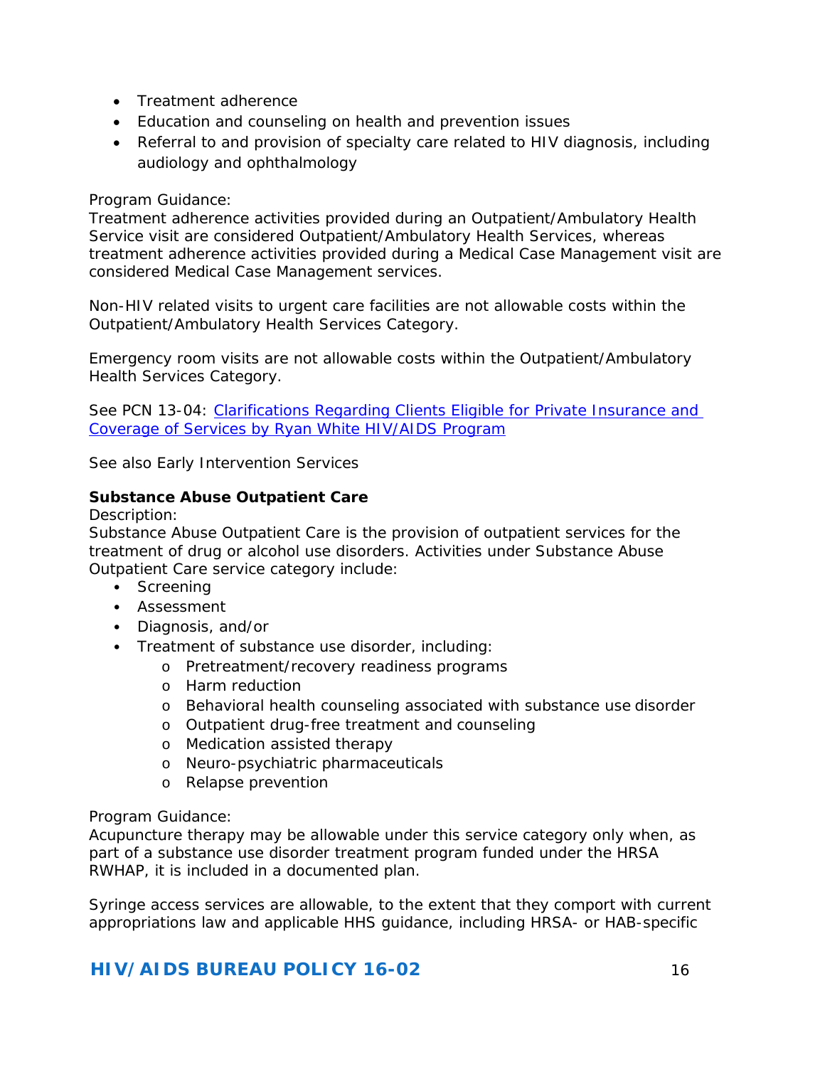- Treatment adherence
- Education and counseling on health and prevention issues
- Referral to and provision of specialty care related to HIV diagnosis, including audiology and ophthalmology

Program Guidance:
Treatment adherence activities provided during an Outpatient/Ambulatory Health Service visit are considered Outpatient/Ambulatory Health Services, whereas treatment adherence activities provided during a Medical Case Management visit are considered Medical Case Management services.

Non-HIV related visits to urgent care facilities are not allowable costs within the Outpatient/Ambulatory Health Services Category.

Emergency room visits are not allowable costs within the Outpatient/Ambulatory Health Services Category.

See PCN 13-04: [Clarifications Regarding Clients Eligible for Private Insurance and Coverage of Services by Ryan White HIV/AIDS Program]

See also Early Intervention Services

**Substance Abuse Outpatient Care**

Description:
Substance Abuse Outpatient Care is the provision of outpatient services for the treatment of drug or alcohol use disorders. Activities under Substance Abuse Outpatient Care service category include:

- Screening
- Assessment
- Diagnosis, and/or
- Treatment of substance use disorder, including:
  - Pretreatment/recovery readiness programs
  - Harm reduction
  - Behavioral health counseling associated with substance use disorder
  - Outpatient drug-free treatment and counseling
  - Medication assisted therapy
  - Neuro-psychiatric pharmaceuticals
  - Relapse prevention

Program Guidance:
Acupuncture therapy may be allowable under this service category only when, as part of a substance use disorder treatment program funded under the HRSA RWHAP, it is included in a documented plan.

Syringe access services are allowable, to the extent that they comport with current appropriations law and applicable HHS guidance, including HRSA- or HAB-specific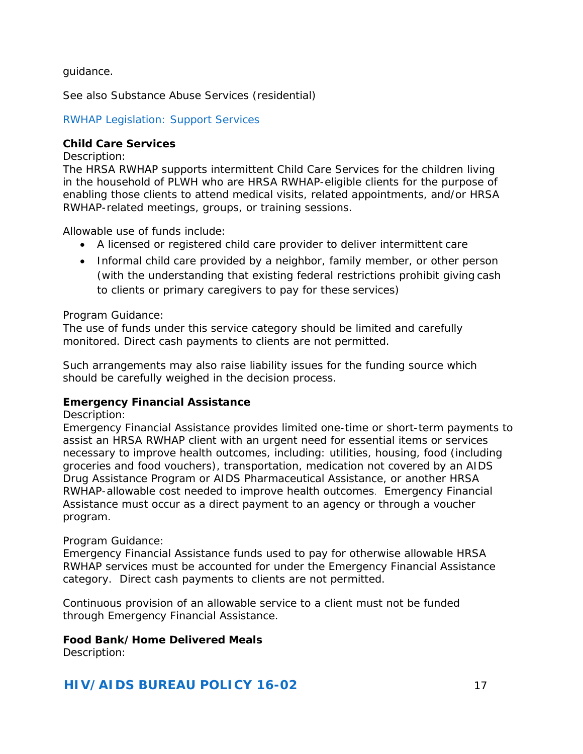guidance.

See also Substance Abuse Services (residential)

RWHAP Legislation: Support Services

**Child Care Services**
Description:
The HRSA RWHAP supports intermittent Child Care Services for the children living in the household of PLWH who are HRSA RWHAP-eligible clients for the purpose of enabling those clients to attend medical visits, related appointments, and/or HRSA RWHAP-related meetings, groups, or training sessions.

Allowable use of funds include:

- A licensed or registered child care provider to deliver intermittent care
- Informal child care provided by a neighbor, family member, or other person (with the understanding that existing federal restrictions prohibit giving cash to clients or primary caregivers to pay for these services)

Program Guidance:
The use of funds under this service category should be limited and carefully monitored. Direct cash payments to clients are not permitted.

Such arrangements may also raise liability issues for the funding source which should be carefully weighed in the decision process.

**Emergency Financial Assistance**
Description:
Emergency Financial Assistance provides limited one-time or short-term payments to assist an HRSA RWHAP client with an urgent need for essential items or services necessary to improve health outcomes, including: utilities, housing, food (including groceries and food vouchers), transportation, medication not covered by an AIDS Drug Assistance Program or AIDS Pharmaceutical Assistance, or another HRSA RWHAP-allowable cost needed to improve health outcomes. Emergency Financial Assistance must occur as a direct payment to an agency or through a voucher program.

Program Guidance:
Emergency Financial Assistance funds used to pay for otherwise allowable HRSA RWHAP services must be accounted for under the Emergency Financial Assistance category. Direct cash payments to clients are not permitted.

Continuous provision of an allowable service to a client must not be funded through Emergency Financial Assistance.

**Food Bank/Home Delivered Meals**
Description: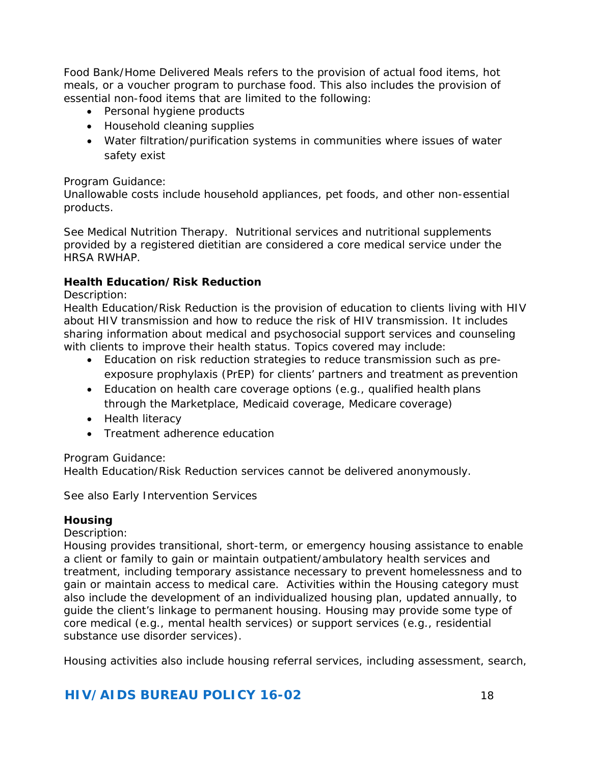Food Bank/Home Delivered Meals refers to the provision of actual food items, hot meals, or a voucher program to purchase food. This also includes the provision of essential non-food items that are limited to the following:

- Personal hygiene products
- Household cleaning supplies
- Water filtration/purification systems in communities where issues of water safety exist

Program Guidance:
Unallowable costs include household appliances, pet foods, and other non-essential products.

See Medical Nutrition Therapy. Nutritional services and nutritional supplements provided by a registered dietitian are considered a core medical service under the HRSA RWHAP.

**Health Education/Risk Reduction**

Description:
Health Education/Risk Reduction is the provision of education to clients living with HIV about HIV transmission and how to reduce the risk of HIV transmission. It includes sharing information about medical and psychosocial support services and counseling with clients to improve their health status. Topics covered may include:

- Education on risk reduction strategies to reduce transmission such as pre-exposure prophylaxis (PrEP) for clients' partners and treatment as prevention
- Education on health care coverage options (e.g., qualified health plans through the Marketplace, Medicaid coverage, Medicare coverage)
- Health literacy
- Treatment adherence education

Program Guidance:
Health Education/Risk Reduction services cannot be delivered anonymously.

See also Early Intervention Services

**Housing**

Description:
Housing provides transitional, short-term, or emergency housing assistance to enable a client or family to gain or maintain outpatient/ambulatory health services and treatment, including temporary assistance necessary to prevent homelessness and to gain or maintain access to medical care. Activities within the Housing category must also include the development of an individualized housing plan, updated annually, to guide the client's linkage to permanent housing. Housing may provide some type of core medical (e.g., mental health services) or support services (e.g., residential substance use disorder services).

Housing activities also include housing referral services, including assessment, search,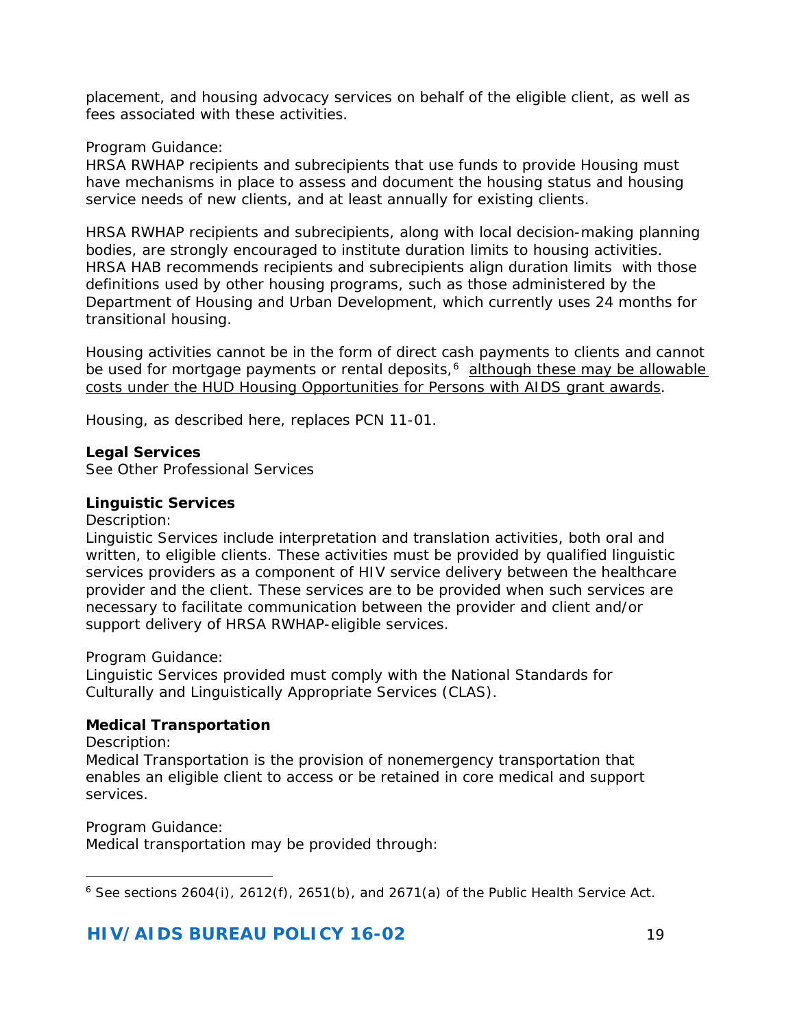placement, and housing advocacy services on behalf of the eligible client, as well as fees associated with these activities.

Program Guidance:
HRSA RWHAP recipients and subrecipients that use funds to provide Housing must have mechanisms in place to assess and document the housing status and housing service needs of new clients, and at least annually for existing clients.

HRSA RWHAP recipients and subrecipients, along with local decision-making planning bodies, are strongly encouraged to institute duration limits to housing activities. HRSA HAB recommends recipients and subrecipients align duration limits with those definitions used by other housing programs, such as those administered by the Department of Housing and Urban Development, which currently uses 24 months for transitional housing.

Housing activities cannot be in the form of direct cash payments to clients and cannot be used for mortgage payments or rental deposits,[6] <u>although these may be allowable costs under the HUD Housing Opportunities for Persons with AIDS grant awards</u>.

Housing, as described here, replaces PCN 11-01.

**Legal Services**
See Other Professional Services

**Linguistic Services**
Description:
Linguistic Services include interpretation and translation activities, both oral and written, to eligible clients. These activities must be provided by qualified linguistic services providers as a component of HIV service delivery between the healthcare provider and the client. These services are to be provided when such services are necessary to facilitate communication between the provider and client and/or support delivery of HRSA RWHAP-eligible services.

Program Guidance:
Linguistic Services provided must comply with the National Standards for Culturally and Linguistically Appropriate Services (CLAS).

**Medical Transportation**
Description:
Medical Transportation is the provision of nonemergency transportation that enables an eligible client to access or be retained in core medical and support services.

Program Guidance:
Medical transportation may be provided through:

---

[6] See sections 2604(i), 2612(f), 2651(b), and 2671(a) of the Public Health Service Act.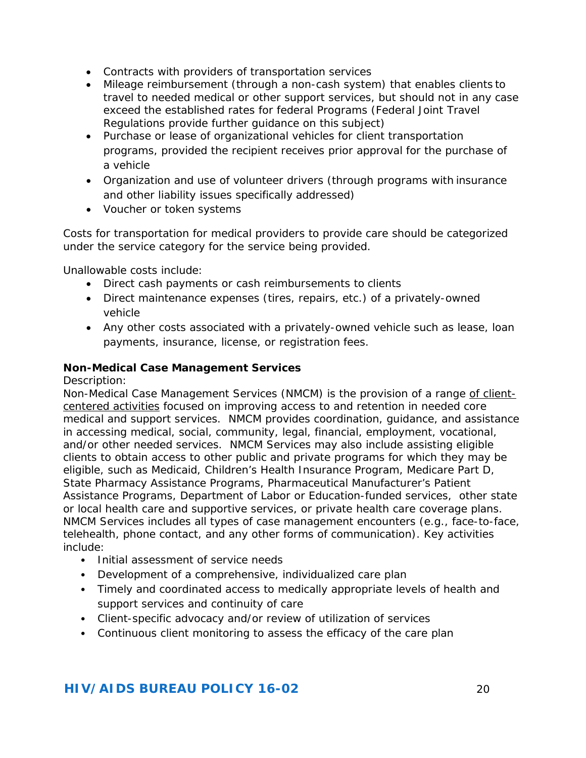- Contracts with providers of transportation services
- Mileage reimbursement (through a non-cash system) that enables clients to travel to needed medical or other support services, but should not in any case exceed the established rates for federal Programs (Federal Joint Travel Regulations provide further guidance on this subject)
- Purchase or lease of organizational vehicles for client transportation programs, provided the recipient receives prior approval for the purchase of a vehicle
- Organization and use of volunteer drivers (through programs with insurance and other liability issues specifically addressed)
- Voucher or token systems

Costs for transportation for medical providers to provide care should be categorized under the service category for the service being provided.

Unallowable costs include:

- Direct cash payments or cash reimbursements to clients
- Direct maintenance expenses (tires, repairs, etc.) of a privately-owned vehicle
- Any other costs associated with a privately-owned vehicle such as lease, loan payments, insurance, license, or registration fees.

**Non-Medical Case Management Services**

Description:

Non-Medical Case Management Services (NMCM) is the provision of a range of client-centered activities focused on improving access to and retention in needed core medical and support services. NMCM provides coordination, guidance, and assistance in accessing medical, social, community, legal, financial, employment, vocational, and/or other needed services. NMCM Services may also include assisting eligible clients to obtain access to other public and private programs for which they may be eligible, such as Medicaid, Children's Health Insurance Program, Medicare Part D, State Pharmacy Assistance Programs, Pharmaceutical Manufacturer's Patient Assistance Programs, Department of Labor or Education-funded services, other state or local health care and supportive services, or private health care coverage plans. NMCM Services includes all types of case management encounters (e.g., face-to-face, telehealth, phone contact, and any other forms of communication). Key activities include:

- Initial assessment of service needs
- Development of a comprehensive, individualized care plan
- Timely and coordinated access to medically appropriate levels of health and support services and continuity of care
- Client-specific advocacy and/or review of utilization of services
- Continuous client monitoring to assess the efficacy of the care plan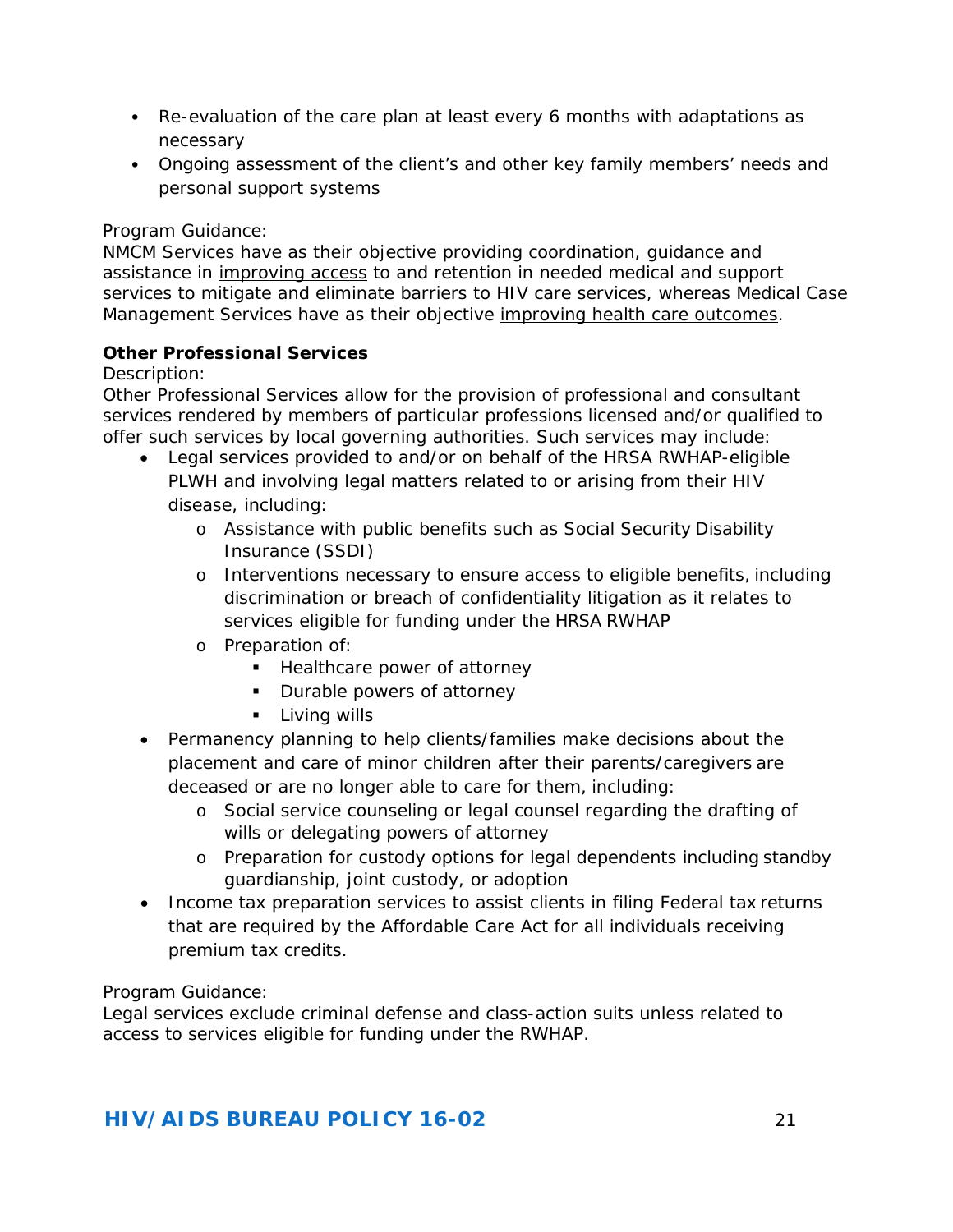- Re-evaluation of the care plan at least every 6 months with adaptations as necessary
- Ongoing assessment of the client's and other key family members' needs and personal support systems

Program Guidance:
NMCM Services have as their objective providing coordination, guidance and assistance in <u>improving access</u> to and retention in needed medical and support services to mitigate and eliminate barriers to HIV care services, whereas Medical Case Management Services have as their objective <u>improving health care outcomes</u>.

**Other Professional Services**

Description:
Other Professional Services allow for the provision of professional and consultant services rendered by members of particular professions licensed and/or qualified to offer such services by local governing authorities. Such services may include:

- Legal services provided to and/or on behalf of the HRSA RWHAP-eligible PLWH and involving legal matters related to or arising from their HIV disease, including:
  - Assistance with public benefits such as Social Security Disability Insurance (SSDI)
  - Interventions necessary to ensure access to eligible benefits, including discrimination or breach of confidentiality litigation as it relates to services eligible for funding under the HRSA RWHAP
  - Preparation of:
    - Healthcare power of attorney
    - Durable powers of attorney
    - Living wills
- Permanency planning to help clients/families make decisions about the placement and care of minor children after their parents/caregivers are deceased or are no longer able to care for them, including:
  - Social service counseling or legal counsel regarding the drafting of wills or delegating powers of attorney
  - Preparation for custody options for legal dependents including standby guardianship, joint custody, or adoption
- Income tax preparation services to assist clients in filing Federal tax returns that are required by the Affordable Care Act for all individuals receiving premium tax credits.

Program Guidance:
Legal services exclude criminal defense and class-action suits unless related to access to services eligible for funding under the RWHAP.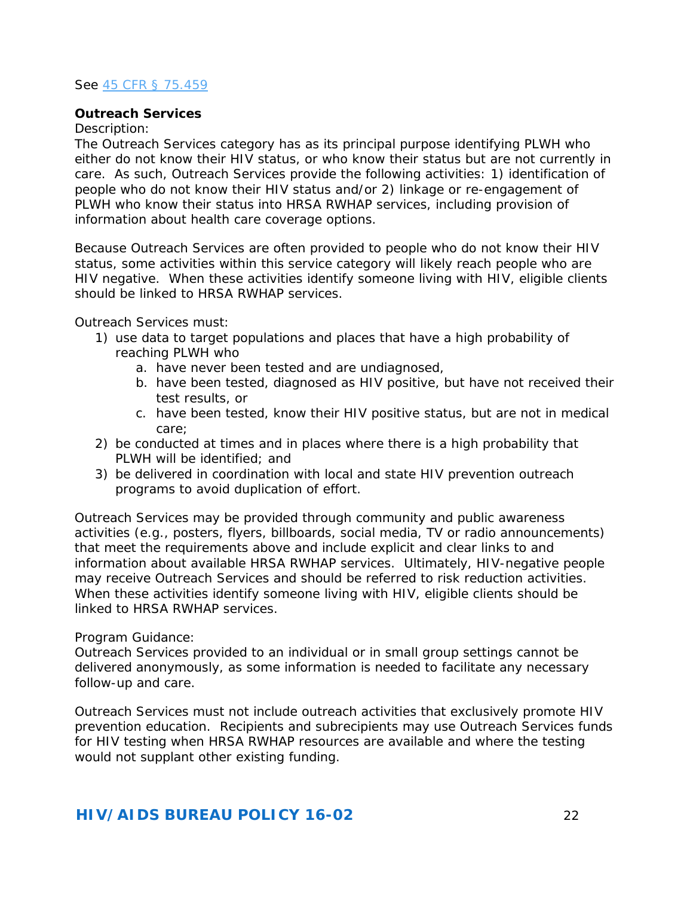See [45 CFR § 75.459](45 CFR § 75.459)

**Outreach Services**

Description:

The Outreach Services category has as its principal purpose identifying PLWH who either do not know their HIV status, or who know their status but are not currently in care. As such, Outreach Services provide the following activities: 1) identification of people who do not know their HIV status and/or 2) linkage or re-engagement of PLWH who know their status into HRSA RWHAP services, including provision of information about health care coverage options.

Because Outreach Services are often provided to people who do not know their HIV status, some activities within this service category will likely reach people who are HIV negative. When these activities identify someone living with HIV, eligible clients should be linked to HRSA RWHAP services.

Outreach Services must:

1) use data to target populations and places that have a high probability of reaching PLWH who
    a. have never been tested and are undiagnosed,
    b. have been tested, diagnosed as HIV positive, but have not received their test results, or
    c. have been tested, know their HIV positive status, but are not in medical care;
2) be conducted at times and in places where there is a high probability that PLWH will be identified; and
3) be delivered in coordination with local and state HIV prevention outreach programs to avoid duplication of effort.

Outreach Services may be provided through community and public awareness activities (e.g., posters, flyers, billboards, social media, TV or radio announcements) that meet the requirements above and include explicit and clear links to and information about available HRSA RWHAP services. Ultimately, HIV-negative people may receive Outreach Services and should be referred to risk reduction activities. When these activities identify someone living with HIV, eligible clients should be linked to HRSA RWHAP services.

Program Guidance:

Outreach Services provided to an individual or in small group settings cannot be delivered anonymously, as some information is needed to facilitate any necessary follow-up and care.

Outreach Services must not include outreach activities that exclusively promote HIV prevention education. Recipients and subrecipients may use Outreach Services funds for HIV testing when HRSA RWHAP resources are available and where the testing would not supplant other existing funding.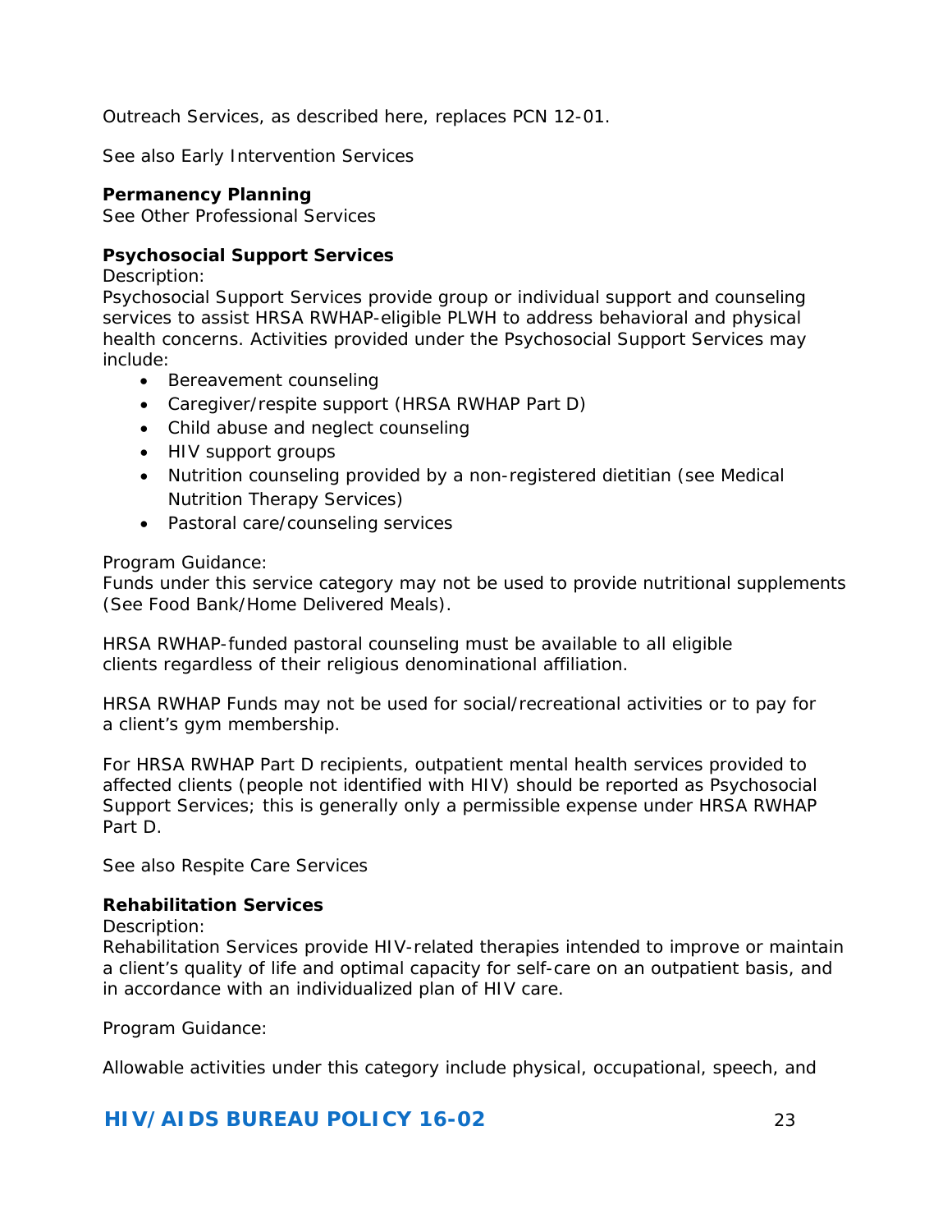Outreach Services, as described here, replaces PCN 12-01.

See also Early Intervention Services

**Permanency Planning**
See Other Professional Services

**Psychosocial Support Services**
Description:
Psychosocial Support Services provide group or individual support and counseling services to assist HRSA RWHAP-eligible PLWH to address behavioral and physical health concerns. Activities provided under the Psychosocial Support Services may include:

- Bereavement counseling
- Caregiver/respite support (HRSA RWHAP Part D)
- Child abuse and neglect counseling
- HIV support groups
- Nutrition counseling provided by a non-registered dietitian (see Medical Nutrition Therapy Services)
- Pastoral care/counseling services

Program Guidance:
Funds under this service category may not be used to provide nutritional supplements (See Food Bank/Home Delivered Meals).

HRSA RWHAP-funded pastoral counseling must be available to all eligible clients regardless of their religious denominational affiliation.

HRSA RWHAP Funds may not be used for social/recreational activities or to pay for a client's gym membership.

For HRSA RWHAP Part D recipients, outpatient mental health services provided to affected clients (people not identified with HIV) should be reported as Psychosocial Support Services; this is generally only a permissible expense under HRSA RWHAP Part D.

See also Respite Care Services

**Rehabilitation Services**
Description:
Rehabilitation Services provide HIV-related therapies intended to improve or maintain a client's quality of life and optimal capacity for self-care on an outpatient basis, and in accordance with an individualized plan of HIV care.

Program Guidance:

Allowable activities under this category include physical, occupational, speech, and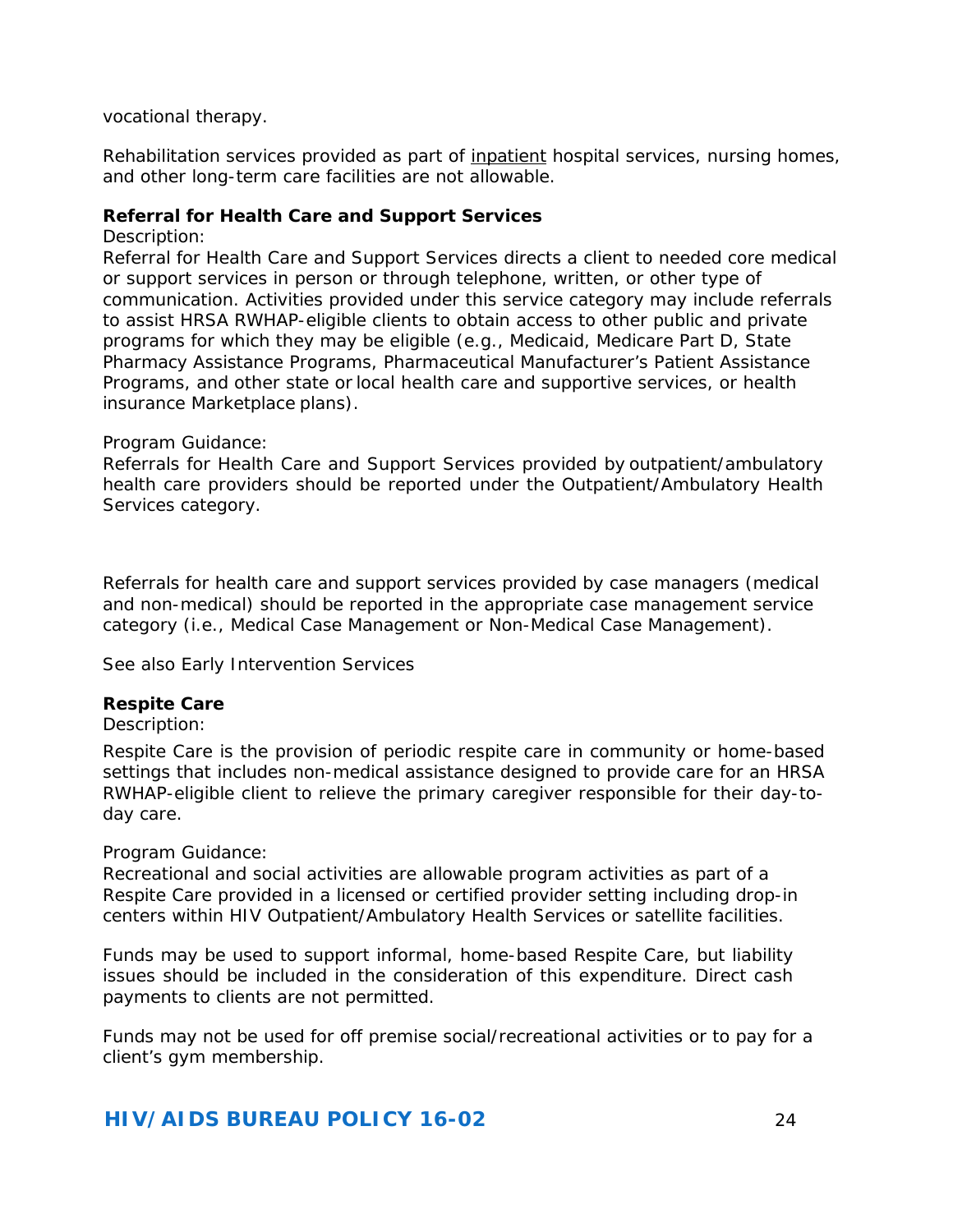vocational therapy.

Rehabilitation services provided as part of inpatient hospital services, nursing homes, and other long-term care facilities are not allowable.

**Referral for Health Care and Support Services**

Description:

Referral for Health Care and Support Services directs a client to needed core medical or support services in person or through telephone, written, or other type of communication. Activities provided under this service category may include referrals to assist HRSA RWHAP-eligible clients to obtain access to other public and private programs for which they may be eligible (e.g., Medicaid, Medicare Part D, State Pharmacy Assistance Programs, Pharmaceutical Manufacturer's Patient Assistance Programs, and other state or local health care and supportive services, or health insurance Marketplace plans).

Program Guidance:

Referrals for Health Care and Support Services provided by outpatient/ambulatory health care providers should be reported under the Outpatient/Ambulatory Health Services category.

Referrals for health care and support services provided by case managers (medical and non-medical) should be reported in the appropriate case management service category (i.e., Medical Case Management or Non-Medical Case Management).

See also Early Intervention Services

**Respite Care**

Description:

Respite Care is the provision of periodic respite care in community or home-based settings that includes non-medical assistance designed to provide care for an HRSA RWHAP-eligible client to relieve the primary caregiver responsible for their day-to-day care.

Program Guidance:

Recreational and social activities are allowable program activities as part of a Respite Care provided in a licensed or certified provider setting including drop-in centers within HIV Outpatient/Ambulatory Health Services or satellite facilities.

Funds may be used to support informal, home-based Respite Care, but liability issues should be included in the consideration of this expenditure. Direct cash payments to clients are not permitted.

Funds may not be used for off premise social/recreational activities or to pay for a client's gym membership.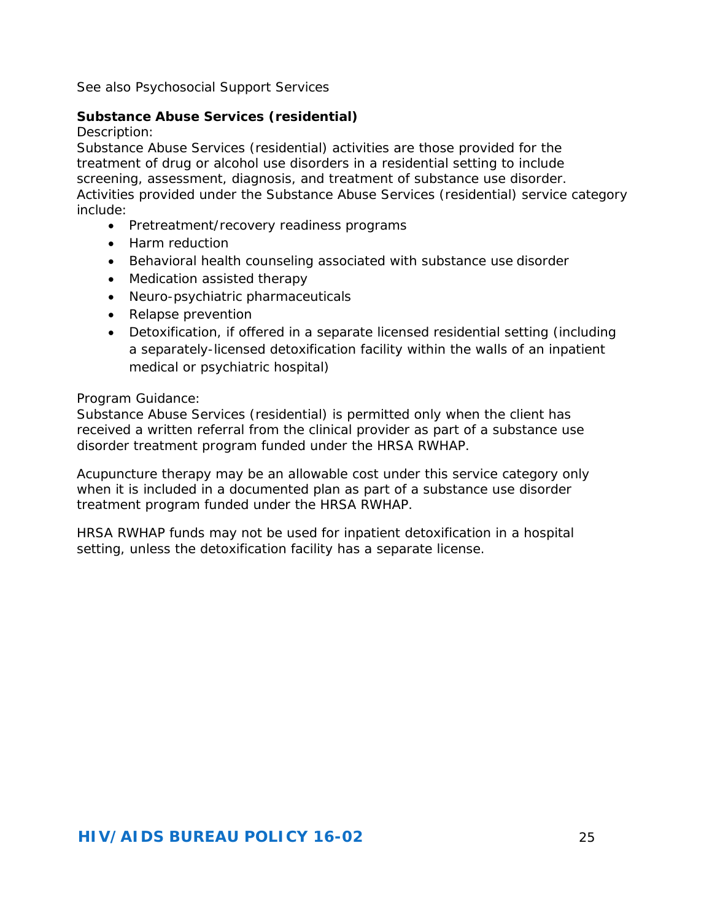See also Psychosocial Support Services

**Substance Abuse Services (residential)**

Description:

Substance Abuse Services (residential) activities are those provided for the treatment of drug or alcohol use disorders in a residential setting to include screening, assessment, diagnosis, and treatment of substance use disorder. Activities provided under the Substance Abuse Services (residential) service category include:

- Pretreatment/recovery readiness programs
- Harm reduction
- Behavioral health counseling associated with substance use disorder
- Medication assisted therapy
- Neuro-psychiatric pharmaceuticals
- Relapse prevention
- Detoxification, if offered in a separate licensed residential setting (including a separately-licensed detoxification facility within the walls of an inpatient medical or psychiatric hospital)

Program Guidance:

Substance Abuse Services (residential) is permitted only when the client has received a written referral from the clinical provider as part of a substance use disorder treatment program funded under the HRSA RWHAP.

Acupuncture therapy may be an allowable cost under this service category only when it is included in a documented plan as part of a substance use disorder treatment program funded under the HRSA RWHAP.

HRSA RWHAP funds may not be used for inpatient detoxification in a hospital setting, unless the detoxification facility has a separate license.